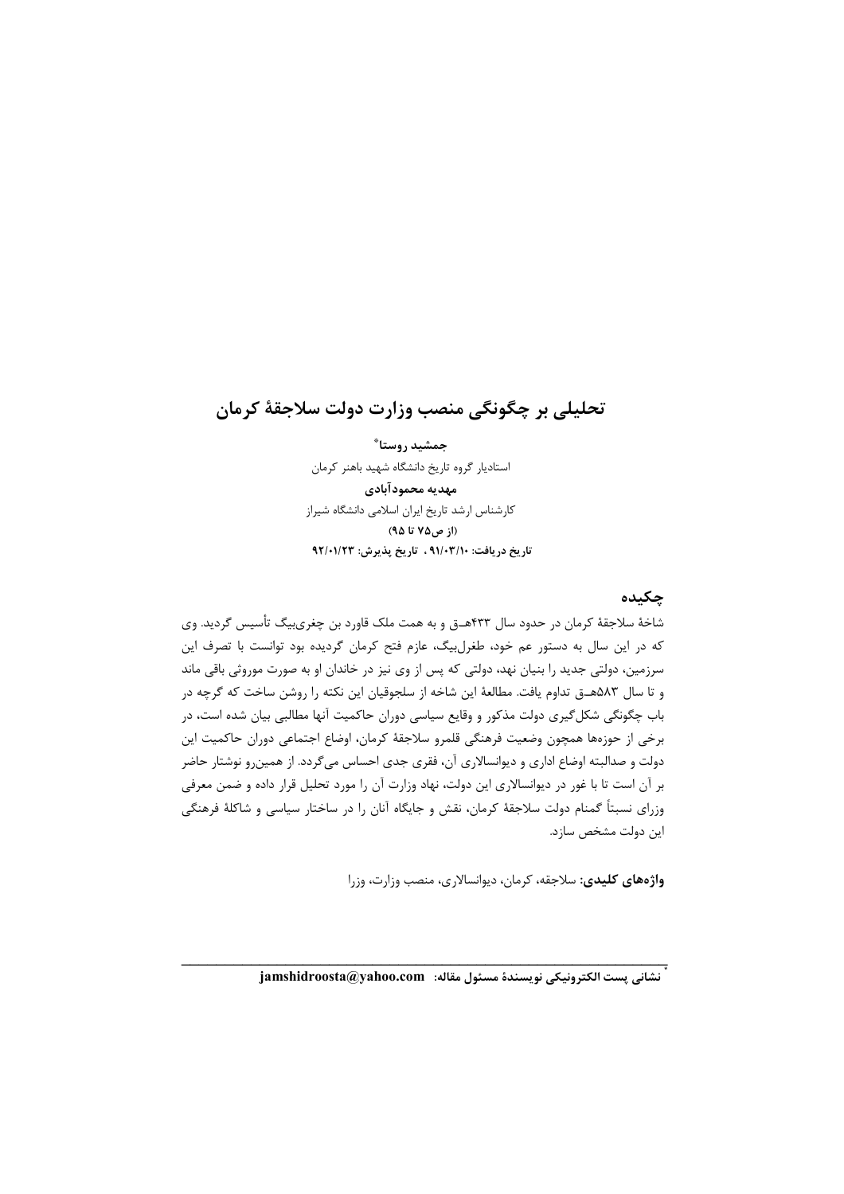# تحلیلی بر چگونگی منصب وزارت دولت سلاجقهٔ کرمان

**جمشید روستا**[*]

استادیار گروه تاریخ دانشگاه شهید باهنر کرمان

**مهدیه محمودآبادی**

کارشناس ارشد تاریخ ایران اسلامی دانشگاه شیراز

**(از ص۷۵ تا ۹۵)**

**تاریخ دریافت: ۹۱/۰۳/۱۰ ، تاریخ پذیرش: ۹۲/۰۱/۲۳**

## چکیده

شاخهٔ سلاجقهٔ کرمان در حدود سال ۴۳۳هـ‍ـق و به همت ملک قاورد بن چغری‌بیگ تأسیس گردید. وی که در این سال به دستور عم خود، طغرل‌بیگ، عازم فتح کرمان گردیده بود توانست با تصرف این سرزمین، دولتی جدید را بنیان نهد، دولتی که پس از وی نیز در خاندان او به صورت موروثی باقی ماند و تا سال ۵۸۳هـ‍ـق تداوم یافت. مطالعهٔ این شاخه از سلجوقیان این نکته را روشن ساخت که گرچه در باب چگونگی شکل‌گیری دولت مذکور و وقایع سیاسی دوران حاکمیت آنها مطالبی بیان شده است، در برخی از حوزه‌ها همچون وضعیت فرهنگی قلمرو سلاجقهٔ کرمان، اوضاع اجتماعی دوران حاکمیت این دولت و صدالبته اوضاع اداری و دیوانسالاری آن، فقری جدی احساس می‌گردد. از همین‌رو نوشتار حاضر بر آن است تا با غور در دیوانسالاری این دولت، نهاد وزارت آن را مورد تحلیل قرار داده و ضمن معرفی وزرای نسبتاً گمنام دولت سلاجقهٔ کرمان، نقش و جایگاه آنان را در ساختار سیاسی و شاکلهٔ فرهنگی این دولت مشخص سازد.

**واژه‌های کلیدی:** سلاجقه، کرمان، دیوانسالاری، منصب وزارت، وزرا

---

[*] **نشانی پست الکترونیکی نویسندهٔ مسئول مقاله: jamshidroosta@yahoo.com**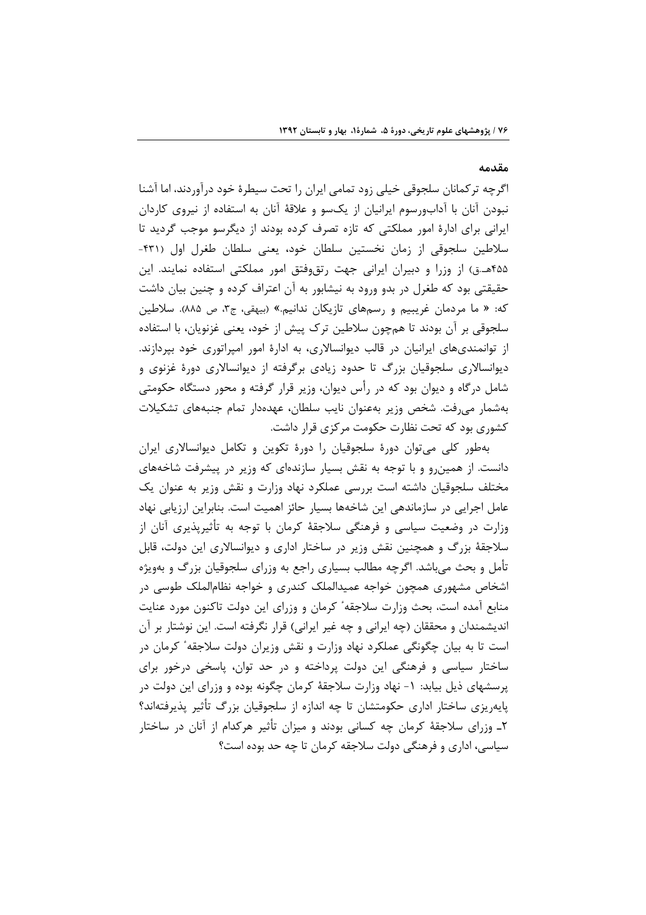## مقدمه

اگرچه ترکمانان سلجوقی خیلی زود تمامی ایران را تحت سیطرهٔ خود درآوردند، اما آشنا نبودن آنان با آداب‌ورسوم ایرانیان از یک‌سو و علاقهٔ آنان به استفاده از نیروی کاردان ایرانی برای ادارهٔ امور مملکتی که تازه تصرف کرده بودند از دیگرسو موجب گردید تا سلاطین سلجوقی از زمان نخستین سلطان خود، یعنی سلطان طغرل اول (۴۳۱-۴۵۵هـ.ق) از وزرا و دبیران ایرانی جهت رتق‌وفتق امور مملکتی استفاده نمایند. این حقیقتی بود که طغرل در بدو ورود به نیشابور به آن اعتراف کرده و چنین بیان داشت که: « ما مردمان غریبیم و رسم‌های تازیکان ندانیم.» (بیهقی، ج۳، ص ۸۸۵). سلاطین سلجوقی بر آن بودند تا هم‌چون سلاطین ترک پیش از خود، یعنی غزنویان، با استفاده از توانمندی‌های ایرانیان در قالب دیوانسالاری، به ادارهٔ امور امپراتوری خود بپردازند. دیوانسالاری سلجوقیان بزرگ تا حدود زیادی برگرفته از دیوانسالاری دورهٔ غزنوی و شامل درگاه و دیوان بود که در رأس دیوان، وزیر قرار گرفته و محور دستگاه حکومتی به‌شمار می‌رفت. شخص وزیر به‌عنوان نایب سلطان، عهده‌دار تمام جنبه‌های تشکیلات کشوری بود که تحت نظارت حکومت مرکزی قرار داشت.

به‌طور کلی می‌توان دورهٔ سلجوقیان را دورهٔ تکوین و تکامل دیوانسالاری ایران دانست. از همین‌رو و با توجه به نقش بسیار سازنده‌ای که وزیر در پیشرفت شاخه‌های مختلف سلجوقیان داشته است بررسی عملکرد نهاد وزارت و نقش وزیر به عنوان یک عامل اجرایی در سازماندهی این شاخه‌ها بسیار حائز اهمیت است. بنابراین ارزیابی نهاد وزارت در وضعیت سیاسی و فرهنگی سلاجقهٔ کرمان با توجه به تأثیرپذیری آنان از سلاجقهٔ بزرگ و همچنین نقش وزیر در ساختار اداری و دیوانسالاری این دولت، قابل تأمل و بحث می‌باشد. اگرچه مطالب بسیاری راجع به وزرای سلجوقیان بزرگ و به‌ویژه اشخاص مشهوری همچون خواجه عمیدالملک کندری و خواجه نظام‌الملک طوسی در منابع آمده است، بحث وزارت سلاجقهٔ کرمان و وزرای این دولت تاکنون مورد عنایت اندیشمندان و محققان (چه ایرانی و چه غیر ایرانی) قرار نگرفته است. این نوشتار بر آن است تا به بیان چگونگی عملکرد نهاد وزارت و نقش وزیران دولت سلاجقهٔ کرمان در ساختار سیاسی و فرهنگی این دولت پرداخته و در حد توان، پاسخی درخور برای پرسشهای ذیل بیابد: ۱- نهاد وزارت سلاجقهٔ کرمان چگونه بوده و وزرای این دولت در پایه‌ریزی ساختار اداری حکومتشان تا چه اندازه از سلجوقیان بزرگ تأثیر پذیرفته‌اند؟ ۲ـ وزرای سلاجقهٔ کرمان چه کسانی بودند و میزان تأثیر هرکدام از آنان در ساختار سیاسی، اداری و فرهنگی دولت سلاجقه کرمان تا چه حد بوده است؟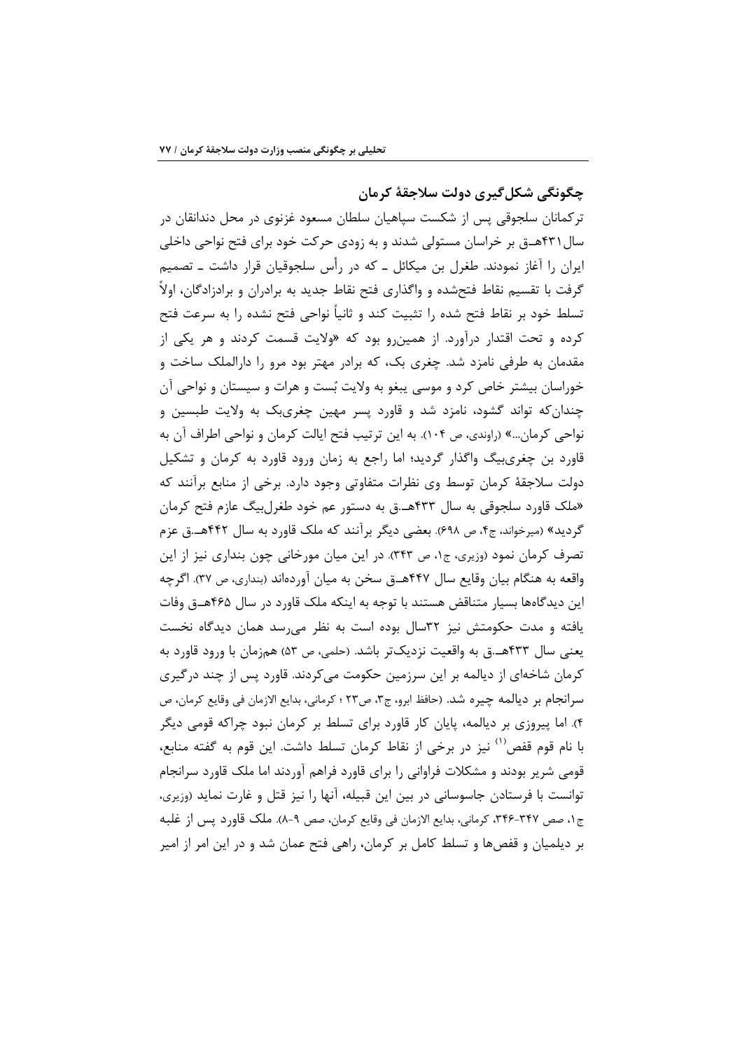## چگونگی شکل‌گیری دولت سلاجقهٔ کرمان

ترکمانان سلجوقی پس از شکست سپاهیان سلطان مسعود غزنوی در محل دندانقان در سال ۴۳۱هــق بر خراسان مستولی شدند و به زودی حرکت خود برای فتح نواحی داخلی ایران را آغاز نمودند. طغرل بن میکائل ـ که در رأس سلجوقیان قرار داشت ـ تصمیم گرفت با تقسیم نقاط فتح‌شده و واگذاری فتح نقاط جدید به برادران و برادزادگان، اولاً تسلط خود بر نقاط فتح شده را تثبیت کند و ثانیاً نواحی فتح نشده را به سرعت فتح کرده و تحت اقتدار درآورد. از همین‌رو بود که «ولایت قسمت کردند و هر یکی از مقدمان به طرفی نامزد شد. چغری بک، که برادر مهتر بود مرو را دارالملک ساخت و خوراسان بیشتر خاص کرد و موسی یبغو به ولایت بُست و هرات و سیستان و نواحی آن چندان‌که تواند گشود، نامزد شد و قاورد پسر مهین چغری‌بک به ولایت طبسین و نواحی کرمان...» (راوندی، ص ۱۰۴). به این ترتیب فتح ایالت کرمان و نواحی اطراف آن به قاورد بن چغری‌بیگ واگذار گردید؛ اما راجع به زمان ورود قاورد به کرمان و تشکیل دولت سلاجقهٔ کرمان توسط وی نظرات متفاوتی وجود دارد. برخی از منابع برآنند که «ملک قاورد سلجوقی به سال ۴۳۳هــ.ق به دستور عم خود طغرل‌بیگ عازم فتح کرمان گردید» (میرخواند، ج۴، ص ۶۹۸). بعضی دیگر برآنند که ملک قاورد به سال ۴۴۲هــ.ق عزم تصرف کرمان نمود (وزیری، ج۱، ص ۳۴۳). در این میان مورخانی چون بنداری نیز از این واقعه به هنگام بیان وقایع سال ۴۴۷هــق سخن به میان آورده‌اند (بنداری، ص ۳۷). اگرچه این دیدگاه‌ها بسیار متناقض هستند با توجه به اینکه ملک قاورد در سال ۴۶۵هــق وفات یافته و مدت حکومتش نیز ۳۲سال بوده است به نظر می‌رسد همان دیدگاه نخست یعنی سال ۴۳۳هــ.ق به واقعیت نزدیک‌تر باشد. (حلمی، ص ۵۳) هم‌زمان با ورود قاورد به کرمان شاخه‌ای از دیالمه بر این سرزمین حکومت می‌کردند. قاورد پس از چند درگیری سرانجام بر دیالمه چیره شد. (حافظ ابرو، ج۳، ص۲۳ ؛ کرمانی، بدایع الازمان فی وقایع کرمان، ص ۴). اما پیروزی بر دیالمه، پایان کار قاورد برای تسلط بر کرمان نبود چراکه قومی دیگر با نام قوم قفص[1] نیز در برخی از نقاط کرمان تسلط داشت. این قوم به گفته منابع، قومی شریر بودند و مشکلات فراوانی را برای قاورد فراهم آوردند اما ملک قاورد سرانجام توانست با فرستادن جاسوسانی در بین این قبیله، آنها را نیز قتل و غارت نماید (وزیری، ج۱، صص ۳۴۷-۳۴۶، کرمانی، بدایع الازمان فی وقایع کرمان، صص ۹-۸). ملک قاورد پس از غلبه بر دیلمیان و قفص‌ها و تسلط کامل بر کرمان، راهی فتح عمان شد و در این امر از امیر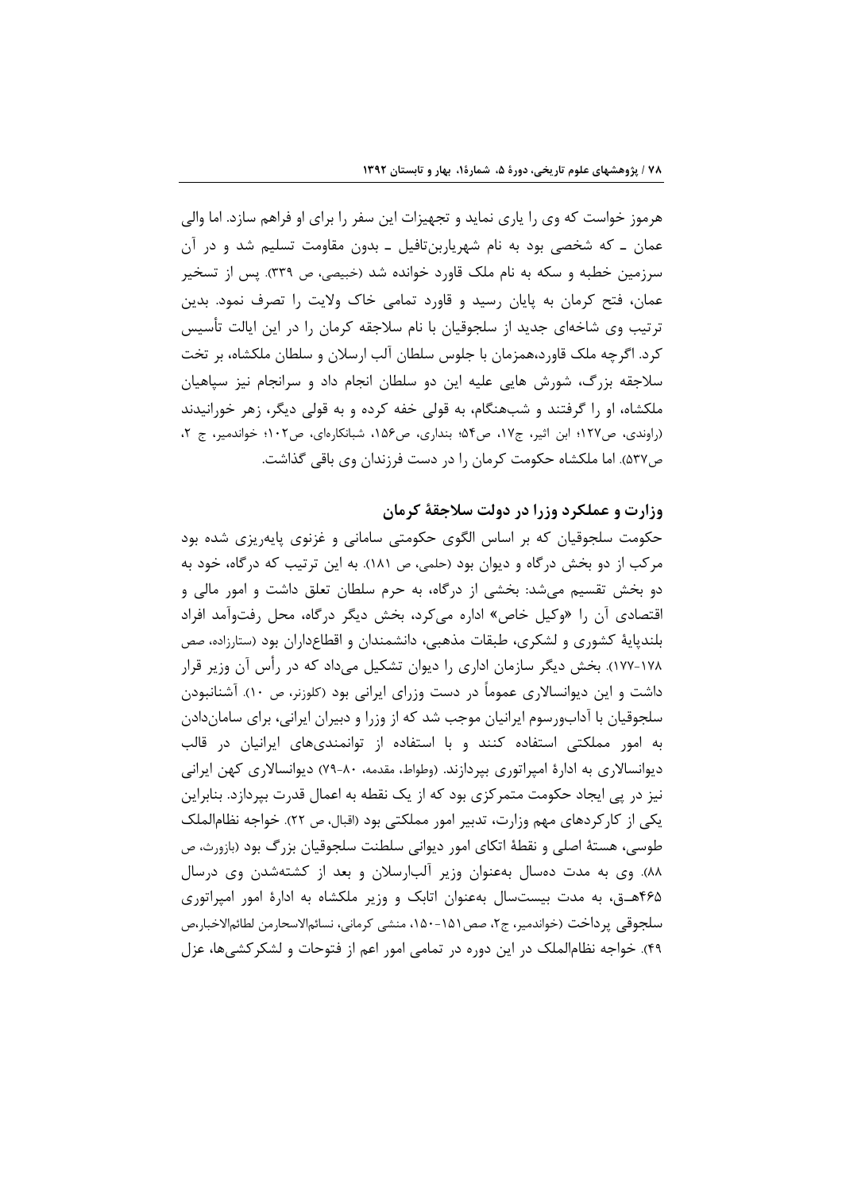هرموز خواست که وی را یاری نماید و تجهیزات این سفر را برای او فراهم سازد. اما والی عمان ـ که شخصی بود به نام شهریاربن‌تافیل ـ بدون مقاومت تسلیم شد و در آن سرزمین خطبه و سکه به نام ملک قاورد خوانده شد (خبیصی، ص ۳۳۹). پس از تسخیر عمان، فتح کرمان به پایان رسید و قاورد تمامی خاک ولایت را تصرف نمود. بدین ترتیب وی شاخه‌ای جدید از سلجوقیان با نام سلاجقه کرمان را در این ایالت تأسیس کرد. اگرچه ملک قاورد،همزمان با جلوس سلطان آلب ارسلان و سلطان ملکشاه، بر تخت سلاجقه بزرگ، شورش هایی علیه این دو سلطان انجام داد و سرانجام نیز سپاهیان ملکشاه، او را گرفتند و شب‌هنگام، به قولی خفه کرده و به قولی دیگر، زهر خورانیدند (راوندی، ص۱۲۷؛ ابن اثیر، ج۱۷، ص۵۴؛ بنداری، ص۱۵۶، شبانکاره‌ای، ص۱۰۲؛ خواندمیر، ج ۲، ص۵۳۷). اما ملکشاه حکومت کرمان را در دست فرزندان وی باقی گذاشت.

## وزارت و عملکرد وزرا در دولت سلاجقۀ کرمان

حکومت سلجوقیان که بر اساس الگوی حکومتی سامانی و غزنوی پایه‌ریزی شده بود مرکب از دو بخش درگاه و دیوان بود (حلمی، ص ۱۸۱). به این ترتیب که درگاه، خود به دو بخش تقسیم می‌شد: بخشی از درگاه، به حرم سلطان تعلق داشت و امور مالی و اقتصادی آن را «وکیل خاص» اداره می‌کرد، بخش دیگر درگاه، محل رفت‌وآمد افراد بلندپایۀ کشوری و لشکری، طبقات مذهبی، دانشمندان و اقطاع‌داران بود (ستارزاده، صص ۱۷۸-۱۷۷). بخش دیگر سازمان اداری را دیوان تشکیل می‌داد که در رأس آن وزیر قرار داشت و این دیوانسالاری عموماً در دست وزرای ایرانی بود (کلوزنر، ص ۱۰). آشنانبودن سلجوقیان با آداب‌ورسوم ایرانیان موجب شد که از وزرا و دبیران ایرانی، برای سامان‌دادن به امور مملکتی استفاده کنند و با استفاده از توانمندی‌های ایرانیان در قالب دیوانسالاری به ادارۀ امپراتوری بپردازند. (وطواط، مقدمه، ۸۰-۷۹) دیوانسالاری کهن ایرانی نیز در پی ایجاد حکومت متمرکزی بود که از یک نقطه به اعمال قدرت بپردازد. بنابراین یکی از کارکردهای مهم وزارت، تدبیر امور مملکتی بود (اقبال، ص ۲۲). خواجه نظام‌الملک طوسی، هستۀ اصلی و نقطۀ اتکای امور دیوانی سلطنت سلجوقیان بزرگ بود (بازورث، ص ۸۸). وی به مدت ده‌سال به‌عنوان وزیر آلب‌ارسلان و بعد از کشته‌شدن وی درسال ۴۶۵هـ‍ق، به مدت بیست‌سال به‌عنوان اتابک و وزیر ملکشاه به ادارۀ امور امپراتوری سلجوقی پرداخت (خواندمیر، ج۲، صص۱۵۱-۱۵۰، منشی کرمانی، نسائم‌الاسحارمن لطائم‌الاخبار،ص ۴۹). خواجه نظام‌الملک در این دوره در تمامی امور اعم از فتوحات و لشکرکشی‌ها، عزل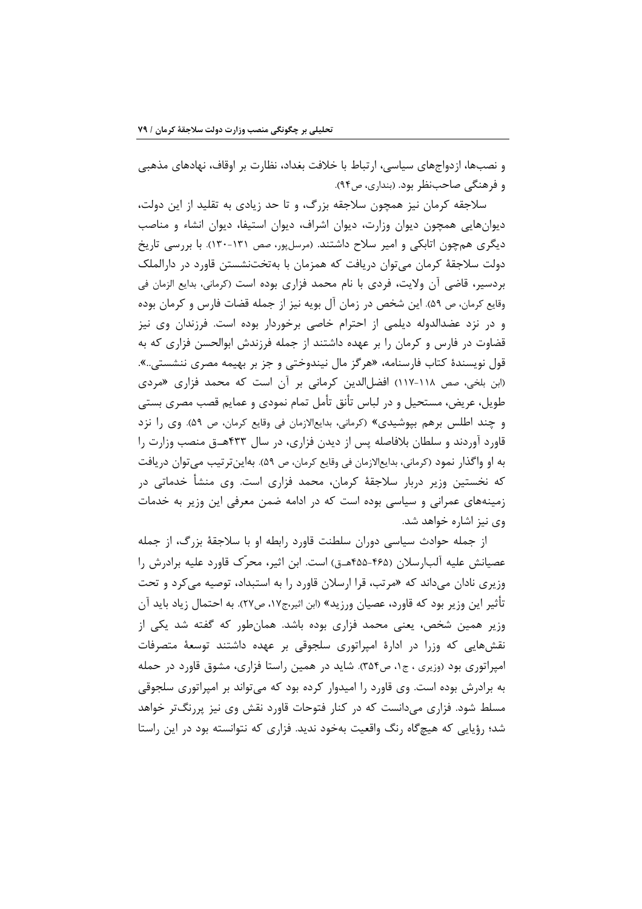و نصب‌ها، ازدواج‌های سیاسی، ارتباط با خلافت بغداد، نظارت بر اوقاف، نهادهای مذهبی و فرهنگی صاحب‌نظر بود. (بنداری، ص۹۴).

سلاجقه کرمان نیز همچون سلاجقه بزرگ، و تا حد زیادی به تقلید از این دولت، دیوان‌هایی همچون دیوان وزارت، دیوان اشراف، دیوان استیفا، دیوان انشاء و مناصب دیگری هم‌چون اتابکی و امیر سلاح داشتند. (مرسل‌پور، صص ۱۳۱-۱۳۰). با بررسی تاریخ دولت سلاجقهٔ کرمان می‌توان دریافت که همزمان با به‌تخت‌نشستن قاورد در دارالملک بردسیر، قاضی آن ولایت، فردی با نام محمد فزاری بوده است (کرمانی، بدایع الزمان فی وقایع کرمان، ص ۵۹). این شخص در زمان آل بویه نیز از جمله قضات فارس و کرمان بوده و در نزد عضدالدوله دیلمی از احترام خاصی برخوردار بوده است. فرزندان وی نیز قضاوت در فارس و کرمان را بر عهده داشتند از جمله فرزندش ابوالحسن فزاری که به قول نویسندهٔ کتاب فارسنامه، «هرگز مال نیندوختی و جز بر بهیمه مصری ننشستی..». (ابن بلخی، صص ۱۱۸-۱۱۷) افضل‌الدین کرمانی بر آن است که محمد فزاری «مردی طویل، عریض، مستحیل و در لباس تأنق تأمل تمام نمودی و عمایم قصب مصری بستی و چند اطلس برهم بپوشیدی» (کرمانی، بدایع‌الازمان فی وقایع کرمان، ص ۵۹). وی را نزد قاورد آوردند و سلطان بلافاصله پس از دیدن فزاری، در سال ۴۳۳هـ‍ق منصب وزارت را به او واگذار نمود (کرمانی، بدایع‌الازمان فی وقایع کرمان، ص ۵۹). به‌این‌ترتیب می‌توان دریافت که نخستین وزیر دربار سلاجقهٔ کرمان، محمد فزاری است. وی منشأ خدماتی در زمینه‌های عمرانی و سیاسی بوده است که در ادامه ضمن معرفی این وزیر به خدمات وی نیز اشاره خواهد شد.

از جمله حوادث سیاسی دوران سلطنت قاورد رابطه او با سلاجقهٔ بزرگ، از جمله عصیانش علیه آلب‌ارسلان (۴۶۵-۴۵۵هـ‍ق) است. ابن اثیر، محرّک قاورد علیه برادرش را وزیری نادان می‌داند که «مرتب، قرا ارسلان قاورد را به استبداد، توصیه می‌کرد و تحت تأثیر این وزیر بود که قاورد، عصیان ورزید» (ابن اثیر،ج۱۷، ص۲۷). به احتمال زیاد باید آن وزیر همین شخص، یعنی محمد فزاری بوده باشد. همان‌طور که گفته شد یکی از نقش‌هایی که وزرا در ادارهٔ امپراتوری سلجوقی بر عهده داشتند توسعهٔ متصرفات امپراتوری بود (وزیری ، ج۱، ص۳۵۴). شاید در همین راستا فزاری، مشوق قاورد در حمله به برادرش بوده است. وی قاورد را امیدوار کرده بود که می‌تواند بر امپراتوری سلجوقی مسلط شود. فزاری می‌دانست که در کنار فتوحات قاورد نقش وی نیز پررنگ‌تر خواهد شد؛ رؤیایی که هیچ‌گاه رنگ واقعیت به‌خود ندید. فزاری که نتوانسته بود در این راستا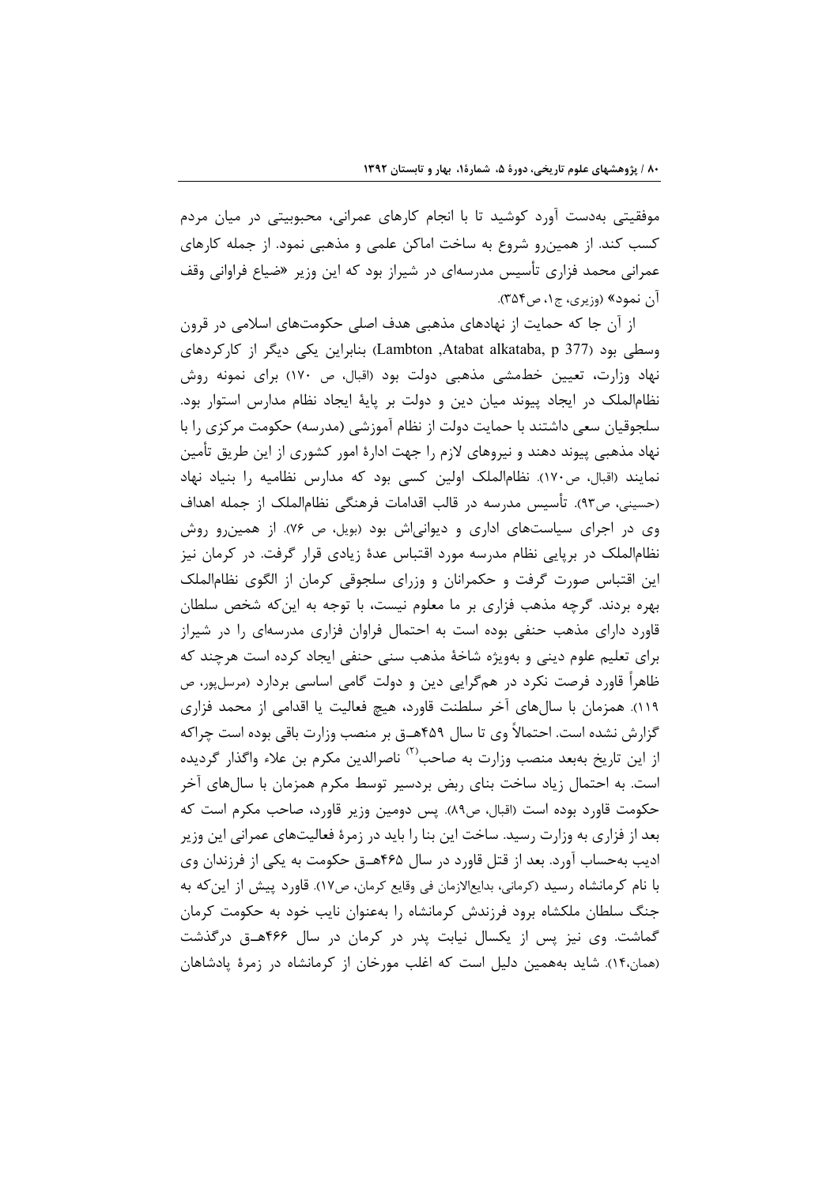موفقیتی به‌دست آورد کوشید تا با انجام کارهای عمرانی، محبوبیتی در میان مردم کسب کند. از همین‌رو شروع به ساخت اماکن علمی و مذهبی نمود. از جمله کارهای عمرانی محمد فزاری تأسیس مدرسه‌ای در شیراز بود که این وزیر «ضیاع فراوانی وقف آن نمود» (وزیری، ج۱، ص۳۵۴).

از آن جا که حمایت از نهادهای مذهبی هدف اصلی حکومت‌های اسلامی در قرون وسطی بود (Lambton ,Atabat alkataba, p 377) بنابراین یکی دیگر از کارکردهای نهاد وزارت، تعیین خطمشی مذهبی دولت بود (اقبال، ص ۱۷۰) برای نمونه روش نظام‌الملک در ایجاد پیوند میان دین و دولت بر پایهٔ ایجاد نظام مدارس استوار بود. سلجوقیان سعی داشتند با حمایت دولت از نظام آموزشی (مدرسه) حکومت مرکزی را با نهاد مذهبی پیوند دهند و نیروهای لازم را جهت ادارهٔ امور کشوری از این طریق تأمین نمایند (اقبال، ص۱۷۰). نظام‌الملک اولین کسی بود که مدارس نظامیه را بنیاد نهاد (حسینی، ص۹۳). تأسیس مدرسه در قالب اقدامات فرهنگی نظام‌الملک از جمله اهداف وی در اجرای سیاست‌های اداری و دیوانی‌اش بود (بویل، ص ۷۶). از همین‌رو روش نظام‌الملک در برپایی نظام مدرسه مورد اقتباس عدهٔ زیادی قرار گرفت. در کرمان نیز این اقتباس صورت گرفت و حکمرانان و وزرای سلجوقی کرمان از الگوی نظام‌الملک بهره بردند. گرچه مذهب فزاری بر ما معلوم نیست، با توجه به این‌که شخص سلطان قاورد دارای مذهب حنفی بوده است به احتمال فراوان فزاری مدرسه‌ای را در شیراز برای تعلیم علوم دینی و به‌ویژه شاخهٔ مذهب سنی حنفی ایجاد کرده است هرچند که ظاهراً قاورد فرصت نکرد در هم‌گرایی دین و دولت گامی اساسی بردارد (مرسل‌پور، ص ۱۱۹). همزمان با سال‌های آخر سلطنت قاورد، هیچ فعالیت یا اقدامی از محمد فزاری گزارش نشده است. احتمالاً وی تا سال ۴۵۹هـ‍ق بر منصب وزارت باقی بوده است چراکه از این تاریخ به‌بعد منصب وزارت به صاحب[۲] ناصرالدین مکرم بن علاء واگذار گردیده است. به احتمال زیاد ساخت بنای ربض بردسیر توسط مکرم همزمان با سال‌های آخر حکومت قاورد بوده است (اقبال، ص۸۹). پس دومین وزیر قاورد، صاحب مکرم است که بعد از فزاری به وزارت رسید. ساخت این بنا را باید در زمرهٔ فعالیت‌های عمرانی این وزیر ادیب به‌حساب آورد. بعد از قتل قاورد در سال ۴۶۵هـ‍ق حکومت به یکی از فرزندان وی با نام کرمانشاه رسید (کرمانی، بدایع‌الازمان فی وقایع کرمان، ص۱۷). قاورد پیش از این‌که به جنگ سلطان ملکشاه برود فرزندش کرمانشاه را به‌عنوان نایب خود به حکومت کرمان گماشت. وی نیز پس از یکسال نیابت پدر در کرمان در سال ۴۶۶هـ‍ق درگذشت (همان،۱۴). شاید به‌همین دلیل است که اغلب مورخان از کرمانشاه در زمرهٔ پادشاهان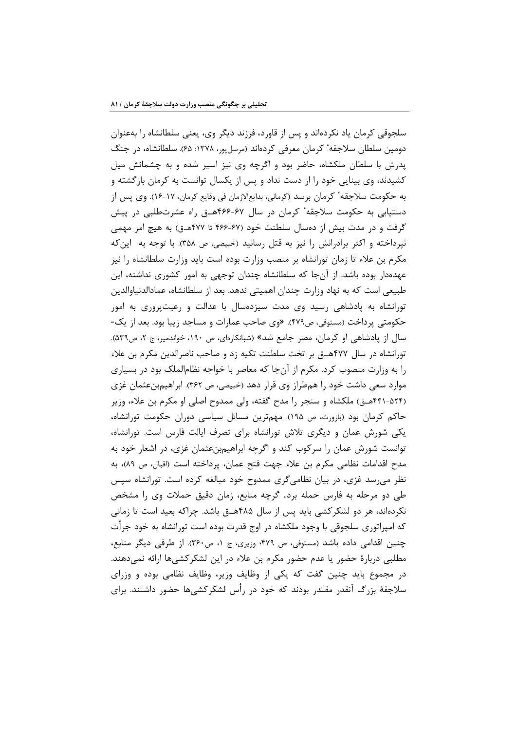سلجوقی کرمان یاد نکرده‌اند و پس از قاورد، فرزند دیگر وی، یعنی سلطانشاه را به‌عنوان دومین سلطان سلاجقهٔ کرمان معرفی کرده‌اند (مرسل‌پور، ۱۳۷۸: ۶۵). سلطانشاه، در جنگ پدرش با سلطان ملکشاه، حاضر بود و اگرچه وی نیز اسیر شده و به چشمانش میل کشیدند، وی بینایی خود را از دست نداد و پس از یکسال توانست به کرمان بازگشته و به حکومت سلاجقهٔ کرمان برسد (کرمانی، بدایع‌الازمان فی وقایع کرمان، ۱۷-۱۶). وی پس از دستیابی به حکومت سلاجقهٔ کرمان در سال ۶۷-۴۶۶هـ‍ق راه عشرت‌طلبی در پیش گرفت و در مدت بیش از ده‌سال سلطنت خود (۶۷-۴۶۶ تا ۴۷۷هـ‍ق) به هیچ امر مهمی نپرداخته و اکثر برادرانش را نیز به قتل رسانید (خبیصی، ص ۳۵۸). با توجه به این‌که مکرم بن علاء تا زمان تورانشاه بر منصب وزارت بوده است باید وزارت سلطانشاه را نیز عهده‌دار بوده باشد. از آن‌جا که سلطانشاه چندان توجهی به امور کشوری نداشته، این طبیعی است که به نهاد وزارت چندان اهمیتی ندهد. بعد از سلطانشاه، عمادالدنیاوالدین تورانشاه به پادشاهی رسید وی مدت سیزده‌سال با عدالت و رعیت‌پروری به امور حکومتی پرداخت (مستوفی، ص۴۷۹). «وی صاحب عمارات و مساجد زیبا بود. بعد از یک‌سال از پادشاهی او کرمان، مصر جامع شد» (شبانکاره‌ای، ص ۱۹۰، خواندمیر، ج ۲، ص۵۳۹). تورانشاه در سال ۴۷۷هـ‍ق بر تخت سلطنت تکیه زد و صاحب ناصرالدین مکرم بن علاء را به وزارت منصوب کرد. مکرم از آن‌جا که معاصر با خواجه نظام‌الملک بود در بسیاری موارد سعی داشت خود را هم‌طراز وی قرار دهد (خبیصی، ص ۳۶۲). ابراهیم‌بن‌عثمان غزی (۵۲۴-۴۴۱هـ‍ق) ملکشاه و سنجر را مدح گفته، ولی ممدوح اصلی او مکرم بن علاء، وزیر حاکم کرمان بود (بازورث، ص ۱۹۵). مهم‌ترین مسائل سیاسی دوران حکومت تورانشاه، یکی شورش عمان و دیگری تلاش تورانشاه برای تصرف ایالت فارس است. تورانشاه، توانست شورش عمان را سرکوب کند و اگرچه ابراهیم‌بن‌عثمان غزی، در اشعار خود به مدح اقدامات نظامی مکرم بن علاء جهت فتح عمان، پرداخته است (اقبال، ص ۸۹)، به نظر می‌رسد غزی، در بیان نظامی‌گری ممدوح خود مبالغه کرده است. تورانشاه سپس طی دو مرحله به فارس حمله برد. گرچه منابع، زمان دقیق حملات وی را مشخص نکرده‌اند، هر دو لشکرکشی باید پس از سال ۴۸۵هـ‍ق باشد. چراکه بعید است تا زمانی که امپراتوری سلجوقی با وجود ملکشاه در اوج قدرت بوده است تورانشاه به خود جرأت چنین اقدامی داده باشد (مستوفی، ص ۴۷۹؛ وزیری، ج ۱، ص۳۶۰). از طرفی دیگر منابع، مطلبی دربارهٔ حضور یا عدم حضور مکرم بن علاء در این لشکرکشی‌ها ارائه نمی‌دهند. در مجموع باید چنین گفت که یکی از وظایف وزیر، وظایف نظامی بوده و وزرای سلاجقهٔ بزرگ آنقدر مقتدر بودند که خود در رأس لشکرکشی‌ها حضور داشتند. برای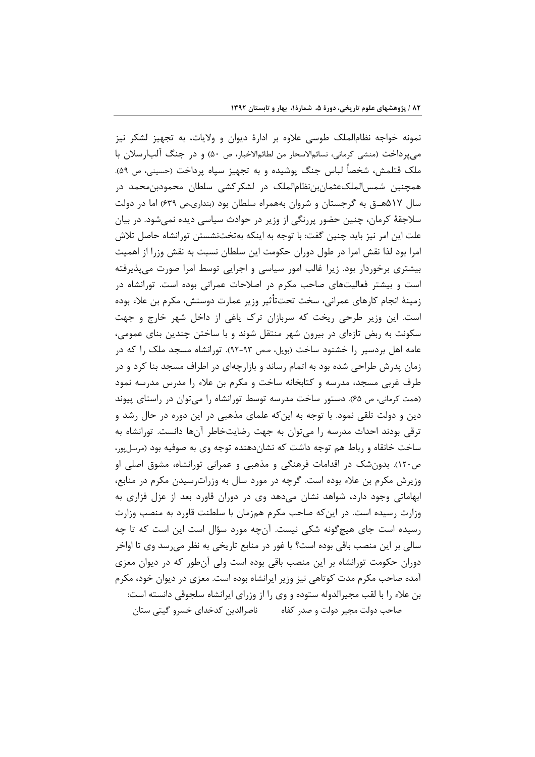نمونه خواجه نظام‌الملک طوسی علاوه بر ادارهٔ دیوان و ولایات، به تجهیز لشکر نیز می‌پرداخت (منشی کرمانی، نسائم‌الاسحار من لطائم‌الاخبار، ص ۵۰) و در جنگ آلب‌ارسلان با ملک قتلمش، شخصاً لباس جنگ پوشیده و به تجهیز سپاه پرداخت (حسینی، ص ۵۹). همچنین شمس‌الملک‌عثمان‌بن‌نظام‌الملک در لشکرکشی سلطان محمودبن‌محمد در سال ۵۱۷هـ‍ق به گرجستان و شروان به‌همراه سلطان بود (بنداری،ص ۶۳۹) اما در دولت سلاجقهٔ کرمان، چنین حضور پررنگی از وزیر در حوادث سیاسی دیده نمی‌شود. در بیان علت این امر نیز باید چنین گفت: با توجه به اینکه به‌تخت‌نشستن تورانشاه حاصل تلاش امرا بود لذا نقش امرا در طول دوران حکومت این سلطان نسبت به نقش وزرا از اهمیت بیشتری برخوردار بود. زیرا غالب امور سیاسی و اجرایی توسط امرا صورت می‌پذیرفته است و بیشتر فعالیت‌های صاحب مکرم در اصلاحات عمرانی بوده است. تورانشاه در زمینهٔ انجام کارهای عمرانی، سخت تحت‌تأثیر وزیر عمارت دوستش، مکرم بن علاء بوده است. این وزیر طرحی ریخت که سربازان ترک یاغی از داخل شهر خارج و جهت سکونت به ربض تازه‌ای در بیرون شهر منتقل شوند و با ساختن چندین بنای عمومی، عامه اهل بردسیر را خشنود ساخت (بویل، صص ۹۳-۹۲). تورانشاه مسجد ملک را که در زمان پدرش طراحی شده بود به اتمام رساند و بازارچه‌ای در اطراف مسجد بنا کرد و در طرف غربی مسجد، مدرسه و کتابخانه ساخت و مکرم بن علاء را مدرس مدرسه نمود (همت کرمانی، ص ۶۵). دستور ساخت مدرسه توسط تورانشاه را می‌توان در راستای پیوند دین و دولت تلقی نمود. با توجه به این‌که علمای مذهبی در این دوره در حال رشد و ترقی بودند احداث مدرسه را می‌توان به جهت رضایت‌خاطر آن‌ها دانست. تورانشاه به ساخت خانقاه و رباط هم توجه داشت که نشان‌دهنده توجه وی به صوفیه بود (مرسل‌پور، ص۱۲۰). بدون‌شک در اقدامات فرهنگی و مذهبی و عمرانی تورانشاه، مشوق اصلی او وزیرش مکرم بن علاء بوده است. گرچه در مورد سال به وزارت‌رسیدن مکرم در منابع، ابهاماتی وجود دارد، شواهد نشان می‌دهد وی در دوران قاورد بعد از عزل فزاری به وزارت رسیده است. در این‌که صاحب مکرم هم‌زمان با سلطنت قاورد به منصب وزارت رسیده است جای هیچ‌گونه شکی نیست. آن‌چه مورد سؤال است این است که تا چه سالی بر این منصب باقی بوده است؟ با غور در منابع تاریخی به نظر می‌رسد وی تا اواخر دوران حکومت تورانشاه بر این منصب باقی بوده است ولی آن‌طور که در دیوان معزی آمده صاحب مکرم مدت کوتاهی نیز وزیر ایرانشاه بوده است. معزی در دیوان خود، مکرم بن علاء را با لقب مجیرالدوله ستوده و وی را از وزرای ایرانشاه سلجوقی دانسته است:

صاحب دولت مجیر دولت و صدر کفاه ناصرالدین کدخدای خسرو گیتی ستان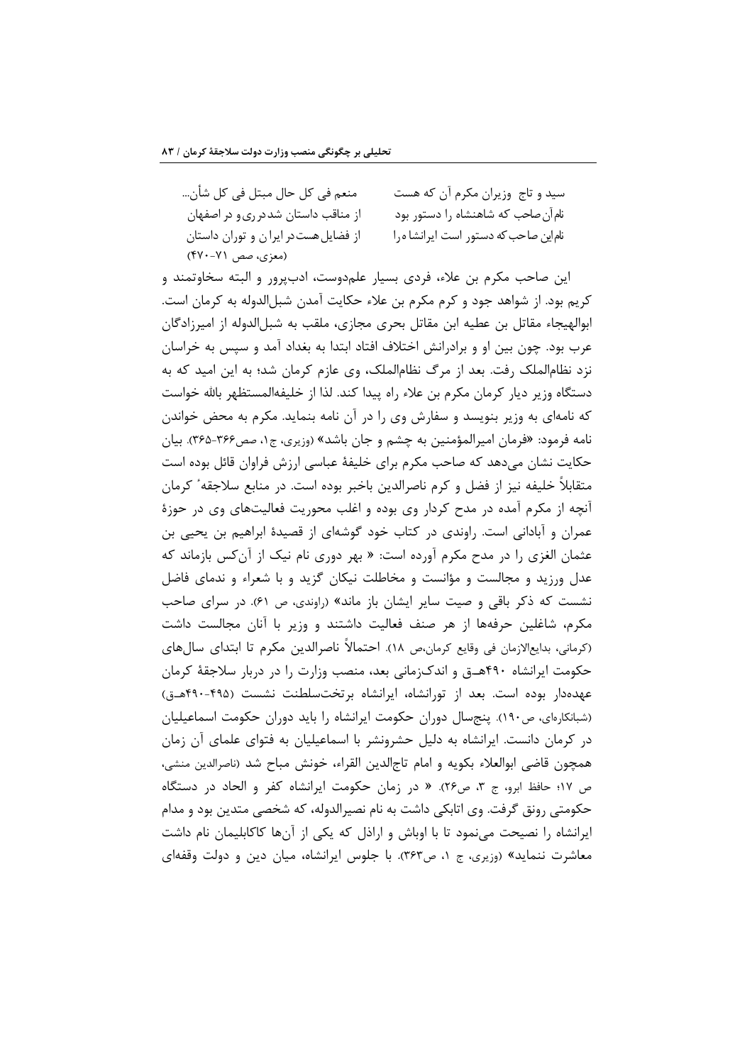سید و تاج وزیران مکرم آن که هست   منعم فی کل حال مبتل فی کل شأن...

نام آن صاحب که شاهنشاه را دستور بود   از مناقب داستان شد در ری و در اصفهان

نام این صاحب که دستور است ایرانشاه را   از فضایل هست در ایران و توران داستان

(معزی، صص ۷۱-۴۷۰)

این صاحب مکرم بن علاء، فردی بسیار علم‌دوست، ادب‌پرور و البته سخاوتمند و کریم بود. از شواهد جود و کرم مکرم بن علاء حکایت آمدن شبل‌الدوله به کرمان است. ابوالهیجاء مقاتل بن عطیه ابن مقاتل بحری مجازی، ملقب به شبل‌الدوله از امیرزادگان عرب بود. چون بین او و برادرانش اختلاف افتاد ابتدا به بغداد آمد و سپس به خراسان نزد نظام‌الملک رفت. بعد از مرگ نظام‌الملک، وی عازم کرمان شد؛ به این امید که به دستگاه وزیر دیار کرمان مکرم بن علاء راه پیدا کند. لذا از خلیفه‌المستظهر بالله خواست که نامه‌ای به وزیر بنویسد و سفارش وی را در آن نامه بنماید. مکرم به محض خواندن نامه فرمود: «فرمان امیرالمؤمنین به چشم و جان باشد» (وزیری، ج۱، صص۳۶۶-۳۶۵). بیان حکایت نشان می‌دهد که صاحب مکرم برای خلیفهٔ عباسی ارزش فراوان قائل بوده است متقابلاً خلیفه نیز از فضل و کرم ناصرالدین باخبر بوده است. در منابع سلاجقهٔ کرمان آنچه از مکرم آمده در مدح کردار وی بوده و اغلب محوریت فعالیت‌های وی در حوزهٔ عمران و آبادانی است. راوندی در کتاب خود گوشه‌ای از قصیدهٔ ابراهیم بن یحیی بن عثمان الغزی را در مدح مکرم آورده است: « بهر دوری نام نیک از آن‌کس بازماند که عدل ورزید و مجالست و مؤانست و مخاطلت نیکان گزید و با شعراء و ندمای فاضل نشست که ذکر باقی و صیت سایر ایشان باز ماند» (راوندی، ص ۶۱). در سرای صاحب مکرم، شاغلین حرفه‌ها از هر صنف فعالیت داشتند و وزیر با آنان مجالست داشت (کرمانی، بدایع‌الازمان فی وقایع کرمان،ص ۱۸). احتمالاً ناصرالدین مکرم تا ابتدای سال‌های حکومت ایرانشاه ۴۹۰هـ‍ق و اندک‌زمانی بعد، منصب وزارت را در دربار سلاجقهٔ کرمان عهده‌دار بوده است. بعد از تورانشاه، ایرانشاه برتخت‌سلطنت نشست (۴۹۵-۴۹۰هـ‍ق) (شبانکاره‌ای، ص۱۹۰). پنج‌سال دوران حکومت ایرانشاه را باید دوران حکومت اسماعیلیان در کرمان دانست. ایرانشاه به دلیل حشرونشر با اسماعیلیان به فتوای علمای آن زمان همچون قاضی ابوالعلاء بکویه و امام تاج‌الدین القراء، خونش مباح شد (ناصرالدین منشی، ص ۱۷؛ حافظ ابرو، ج ۳، ص۲۶). « در زمان حکومت ایرانشاه کفر و الحاد در دستگاه حکومتی رونق گرفت. وی اتابکی داشت به نام نصیرالدوله، که شخصی متدین بود و مدام ایرانشاه را نصیحت می‌نمود تا با اوباش و اراذل که یکی از آن‌ها کاکابلیمان نام داشت معاشرت ننماید» (وزیری، ج ۱، ص۳۶۳). با جلوس ایرانشاه، میان دین و دولت وقفه‌ای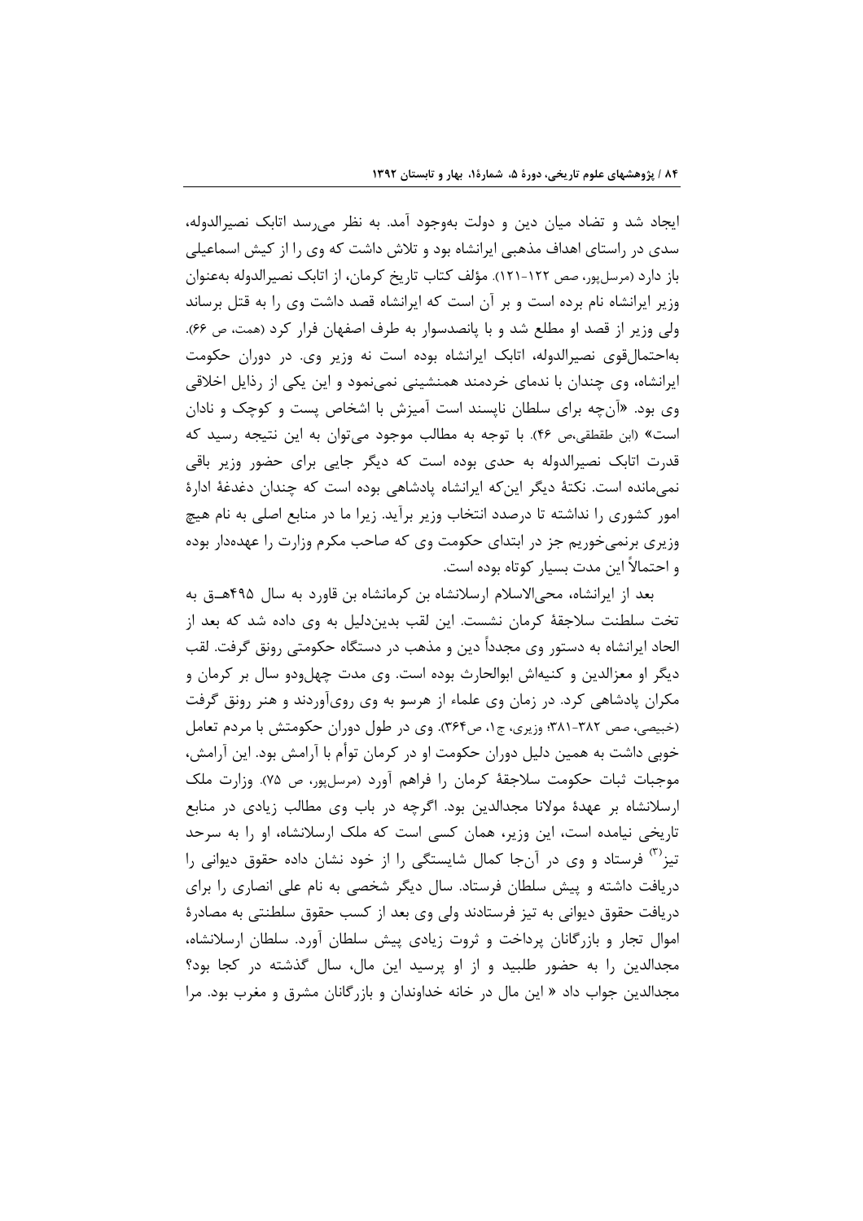ایجاد شد و تضاد میان دین و دولت به‌وجود آمد. به نظر می‌رسد اتابک نصیرالدوله، سدی در راستای اهداف مذهبی ایرانشاه بود و تلاش داشت که وی را از کیش اسماعیلی باز دارد (مرسل‌پور، صص ۱۲۲-۱۲۱). مؤلف کتاب تاریخ کرمان، از اتابک نصیرالدوله به‌عنوان وزیر ایرانشاه نام برده است و بر آن است که ایرانشاه قصد داشت وی را به قتل برساند ولی وزیر از قصد او مطلع شد و با پانصدسوار به طرف اصفهان فرار کرد (همت، ص ۶۶). به‌احتمال‌قوی نصیرالدوله، اتابک ایرانشاه بوده است نه وزیر وی. در دوران حکومت ایرانشاه، وی چندان با ندمای خردمند همنشینی نمی‌نمود و این یکی از رذایل اخلاقی وی بود. «آن‌چه برای سلطان ناپسند است آمیزش با اشخاص پست و کوچک و نادان است» (ابن طقطقی،ص ۴۶). با توجه به مطالب موجود می‌توان به این نتیجه رسید که قدرت اتابک نصیرالدوله به حدی بوده است که دیگر جایی برای حضور وزیر باقی نمی‌مانده است. نکتهٔ دیگر این‌که ایرانشاه پادشاهی بوده است که چندان دغدغهٔ ادارهٔ امور کشوری را نداشته تا درصدد انتخاب وزیر برآید. زیرا ما در منابع اصلی به نام هیچ وزیری برنمی‌خوریم جز در ابتدای حکومت وی که صاحب مکرم وزارت را عهده‌دار بوده و احتمالاً این مدت بسیار کوتاه بوده است.

بعد از ایرانشاه، محی‌الاسلام ارسلانشاه بن کرمانشاه بن قاورد به سال ۴۹۵هـ‍ق به تخت سلطنت سلاجقهٔ کرمان نشست. این لقب بدین‌دلیل به وی داده شد که بعد از الحاد ایرانشاه به دستور وی مجدداً دین و مذهب در دستگاه حکومتی رونق گرفت. لقب دیگر او معزالدین و کنیه‌اش ابوالحارث بوده است. وی مدت چهل‌ودو سال بر کرمان و مکران پادشاهی کرد. در زمان وی علماء از هرسو به وی روی‌آوردند و هنر رونق گرفت (خبیصی، صص ۳۸۲-۳۸۱؛ وزیری، ج۱، ص۳۶۴). وی در طول دوران حکومتش با مردم تعامل خوبی داشت به همین دلیل دوران حکومت او در کرمان توأم با آرامش بود. این آرامش، موجبات ثبات حکومت سلاجقهٔ کرمان را فراهم آورد (مرسل‌پور، ص ۷۵). وزارت ملک ارسلانشاه بر عهدهٔ مولانا مجدالدین بود. اگرچه در باب وی مطالب زیادی در منابع تاریخی نیامده است، این وزیر، همان کسی است که ملک ارسلانشاه، او را به سرحد تیز[۳] فرستاد و وی در آن‌جا کمال شایستگی را از خود نشان داده حقوق دیوانی را دریافت داشته و پیش سلطان فرستاد. سال دیگر شخصی به نام علی انصاری را برای دریافت حقوق دیوانی به تیز فرستادند ولی وی بعد از کسب حقوق سلطنتی به مصادرهٔ اموال تجار و بازرگانان پرداخت و ثروت زیادی پیش سلطان آورد. سلطان ارسلانشاه، مجدالدین را به حضور طلبید و از او پرسید این مال، سال گذشته در کجا بود؟ مجدالدین جواب داد « این مال در خانه خداوندان و بازرگانان مشرق و مغرب بود. مرا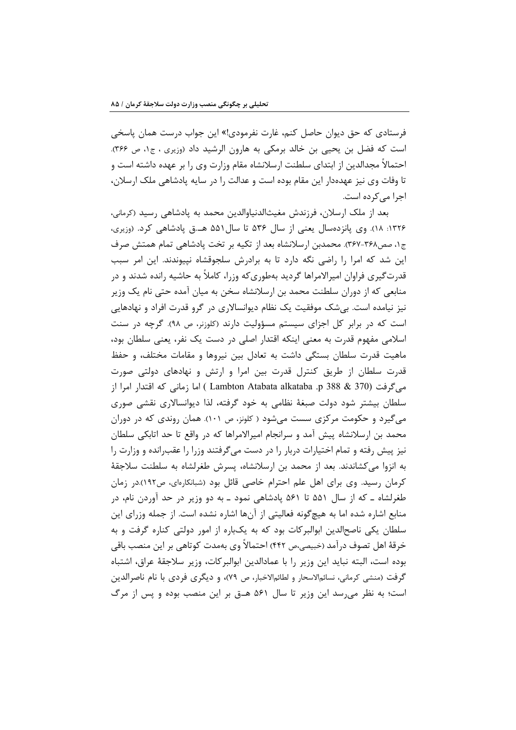فرستادی که حق دیوان حاصل کنم، غارت نفرمودی!» این جواب درست همان پاسخی است که فضل بن یحیی بن خالد برمکی به هارون الرشید داد (وزیری ، ج۱، ص ۳۶۶). احتمالاً مجدالدین از ابتدای سلطنت ارسلانشاه مقام وزارت وی را بر عهده داشته است و تا وفات وی نیز عهده‌دار این مقام بوده است و عدالت را در سایه پادشاهی ملک ارسلان، اجرا می‌کرده است.

بعد از ملک ارسلان، فرزندش مغیث‌الدنیاوالدین محمد به پادشاهی رسید (کرمانی، ۱۳۲۶: ۱۸). وی پانزده‌سال یعنی از سال ۵۳۶ تا سال۵۵۱ هـ.ق پادشاهی کرد. (وزیری، ج۱، صص۳۶۸-۳۶۷). محمدبن ارسلانشاه بعد از تکیه بر تخت پادشاهی تمام همتش صرف این شد که امرا را راضی نگه دارد تا به برادرش سلجوقشاه نپیوندند. این امر سبب قدرت‌گیری فراوان امیرالامراها گردید به‌طوری‌که وزرا، کاملاً به حاشیه رانده شدند و در منابعی که از دوران سلطنت محمد بن ارسلانشاه سخن به میان آمده حتی نام یک وزیر نیز نیامده است. بی‌شک موفقیت یک نظام دیوانسالاری در گرو قدرت افراد و نهادهایی است که در برابر کل اجزای سیستم مسؤولیت دارند (کلوزنر، ص ۹۸). گرچه در سنت اسلامی مفهوم قدرت به معنی اینکه اقتدار اصلی در دست یک نفر، یعنی سلطان بود، ماهیت قدرت سلطان بستگی داشت به تعادل بین نیروها و مقامات مختلف، و حفظ قدرت سلطان از طریق کنترل قدرت بین امرا و ارتش و نهادهای دولتی صورت می‌گرفت (Lambton Atabata alkataba .p 388 & 370 ) اما زمانی که اقتدار امرا از سلطان بیشتر شود دولت صبغهٔ نظامی به خود گرفته، لذا دیوانسالاری نقشی صوری می‌گیرد و حکومت مرکزی سست می‌شود ( کلونز، ص ۱۰۱). همان روندی که در دوران محمد بن ارسلانشاه پیش آمد و سرانجام امیرالامراها که در واقع تا حد اتابکی سلطان نیز پیش رفته و تمام اختیارات دربار را در دست می‌گرفتند وزرا را عقب‌رانده و وزارت را به انزوا می‌کشاندند. بعد از محمد بن ارسلانشاه، پسرش طغرلشاه به سلطنت سلاجقهٔ کرمان رسید. وی برای اهل علم احترام خاصی قائل بود (شبانکاره‌ای، ص۱۹۲).در زمان طغرلشاه ـ که از سال ۵۵۱ تا ۵۶۱ پادشاهی نمود ـ به دو وزیر در حد آوردن نام، در منابع اشاره شده اما به هیچ‌گونه فعالیتی از آن‌ها اشاره نشده است. از جمله وزرای این سلطان یکی ناصح‌الدین ابوالبرکات بود که به یک‌باره از امور دولتی کناره گرفت و به خرقهٔ اهل تصوف درآمد (خبیصی،ص ۴۴۲) احتمالاً وی به‌مدت کوتاهی بر این منصب باقی بوده است، البته نباید این وزیر را با عمادالدین ابوالبرکات، وزیر سلاجقهٔ عراق، اشتباه گرفت (منشی کرمانی، نسائم‌الاسحار و لطائم‌الاخبار، ص ۷۹)، و دیگری فردی با نام ناصرالدین است؛ به نظر می‌رسد این وزیر تا سال ۵۶۱ هـق بر این منصب بوده و پس از مرگ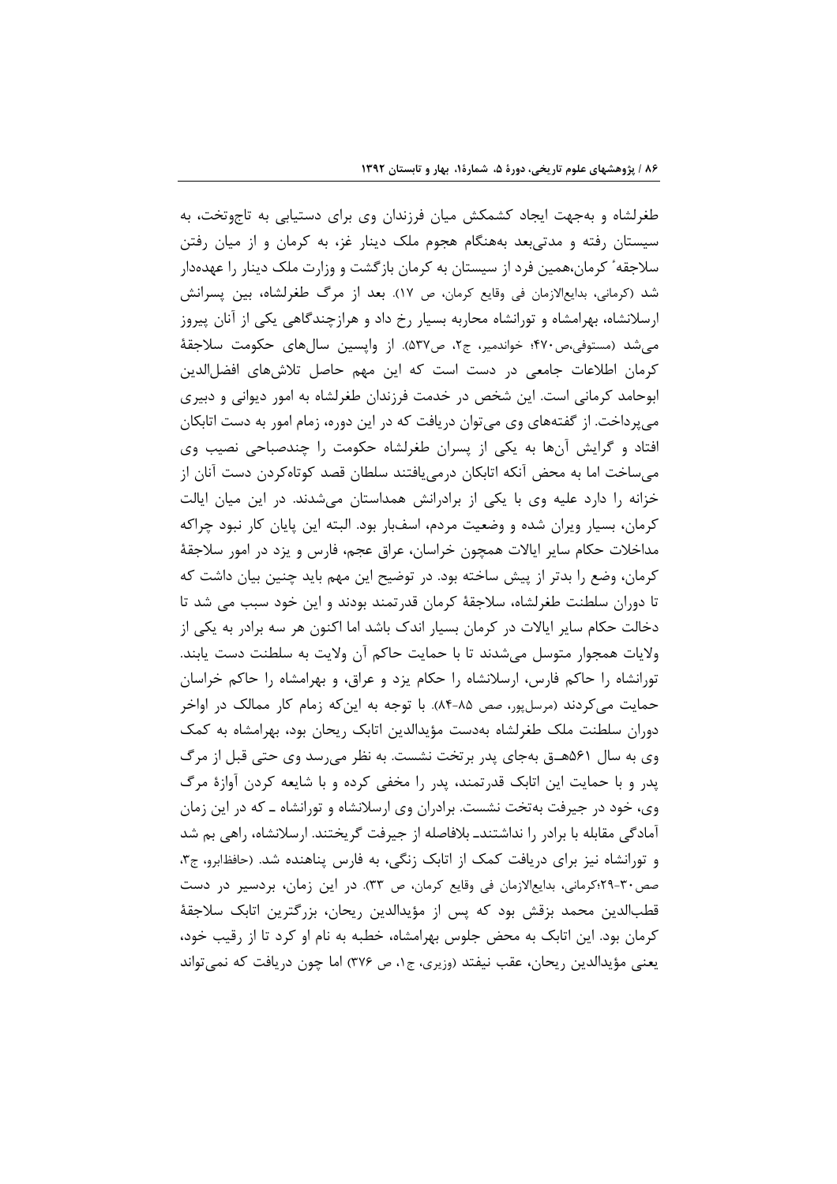طغرلشاه و به‌جهت ایجاد کشمکش میان فرزندان وی برای دستیابی به تاج‌وتخت، به سیستان رفته و مدتی‌بعد به‌هنگام هجوم ملک دینار غز، به کرمان و از میان رفتن سلاجقهٔ کرمان،همین فرد از سیستان به کرمان بازگشت و وزارت ملک دینار را عهده‌دار شد (کرمانی، بدایع‌الازمان فی وقایع کرمان، ص ۱۷). بعد از مرگ طغرلشاه، بین پسرانش ارسلانشاه، بهرامشاه و تورانشاه محاربه بسیار رخ داد و هرازچندگاهی یکی از آنان پیروز می‌شد (مستوفی،ص۴۷۰؛ خواندمیر، ج۲، ص۵۳۷). از واپسین سال‌های حکومت سلاجقهٔ کرمان اطلاعات جامعی در دست است که این مهم حاصل تلاش‌های افضل‌الدین ابوحامد کرمانی است. این شخص در خدمت فرزندان طغرلشاه به امور دیوانی و دبیری می‌پرداخت. از گفته‌های وی می‌توان دریافت که در این دوره، زمام امور به دست اتابکان افتاد و گرایش آن‌ها به یکی از پسران طغرلشاه حکومت را چندصباحی نصیب وی می‌ساخت اما به محض آنکه اتابکان درمی‌یافتند سلطان قصد کوتاه‌کردن دست آنان از خزانه را دارد علیه وی با یکی از برادرانش همداستان می‌شدند. در این میان ایالت کرمان، بسیار ویران شده و وضعیت مردم، اسفبار بود. البته این پایان کار نبود چراکه مداخلات حکام سایر ایالات همچون خراسان، عراق عجم، فارس و یزد در امور سلاجقهٔ کرمان، وضع را بدتر از پیش ساخته بود. در توضیح این مهم باید چنین بیان داشت که تا دوران سلطنت طغرلشاه، سلاجقهٔ کرمان قدرتمند بودند و این خود سبب می شد تا دخالت حکام سایر ایالات در کرمان بسیار اندک باشد اما اکنون هر سه برادر به یکی از ولایات همجوار متوسل می‌شدند تا با حمایت حاکم آن ولایت به سلطنت دست یابند. تورانشاه را حاکم فارس، ارسلانشاه را حکام یزد و عراق، و بهرامشاه را حاکم خراسان حمایت می‌کردند (مرسل‌پور، صص ۸۵-۸۴). با توجه به این‌که زمام کار ممالک در اواخر دوران سلطنت ملک طغرلشاه به‌دست مؤیدالدین اتابک ریحان بود، بهرامشاه به کمک وی به سال ۵۶۱هـ‍ـق به‌جای پدر برتخت نشست. به نظر می‌رسد وی حتی قبل از مرگ پدر و با حمایت این اتابک قدرتمند، پدر را مخفی کرده و با شایعه کردن آوازهٔ مرگ وی، خود در جیرفت به‌تخت نشست. برادران وی ارسلانشاه و تورانشاه ـ که در این زمان آمادگی مقابله با برادر را نداشتندـ بلافاصله از جیرفت گریختند. ارسلانشاه، راهی بم شد و تورانشاه نیز برای دریافت کمک از اتابک زنگی، به فارس پناهنده شد. (حافظابرو، ج۳، صص۳۰-۲۹؛کرمانی، بدایع‌الازمان فی وقایع کرمان، ص ۳۳). در این زمان، بردسیر در دست قطب‌الدین محمد بزقش بود که پس از مؤیدالدین ریحان، بزرگترین اتابک سلاجقهٔ کرمان بود. این اتابک به محض جلوس بهرامشاه، خطبه به نام او کرد تا از رقیب خود، یعنی مؤیدالدین ریحان، عقب نیفتد (وزیری، ج۱، ص ۳۷۶) اما چون دریافت که نمی‌تواند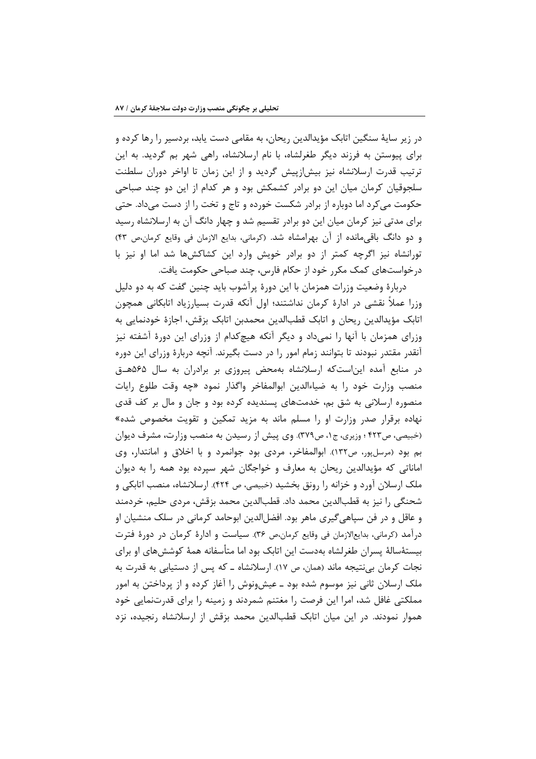در زیر سایهٔ سنگین اتابک مؤیدالدین ریحان، به مقامی دست یابد، بردسیر را رها کرده و برای پیوستن به فرزند دیگر طغرلشاه، با نام ارسلانشاه، راهی شهر بم گردید. به این ترتیب قدرت ارسلانشاه نیز بیش‌ازپیش گردید و از این زمان تا اواخر دوران سلطنت سلجوقیان کرمان میان این دو برادر کشمکش بود و هر کدام از این دو چند صباحی حکومت می‌کرد اما دوباره از برادر شکست خورده و تاج و تخت را از دست می‌داد. حتی برای مدتی نیز کرمان میان این دو برادر تقسیم شد و چهار دانگ آن به ارسلانشاه رسید و دو دانگ باقی‌مانده از آن بهرامشاه شد. (کرمانی، بدایع الازمان فی وقایع کرمان،ص ۴۳) تورانشاه نیز اگرچه کمتر از دو برادر خویش وارد این کشاکش‌ها شد اما او نیز با درخواست‌های کمک مکرر خود از حکام فارس، چند صباحی حکومت یافت.

دربارهٔ وضعیت وزرات همزمان با این دورهٔ پرآشوب باید چنین گفت که به دو دلیل وزرا عملاً نقشی در ادارهٔ کرمان نداشتند؛ اول آنکه قدرت بسیارزیاد اتابکانی همچون اتابک مؤیدالدین ریحان و اتابک قطب‌الدین محمدبن اتابک بزقش، اجازهٔ خودنمایی به وزرای همزمان با آنها را نمی‌داد و دیگر آنکه هیچ‌کدام از وزرای این دورهٔ آشفته نیز آنقدر مقتدر نبودند تا بتوانند زمام امور را در دست بگیرند. آنچه دربارهٔ وزرای این دوره در منابع آمده این‌است‌که ارسلانشاه به‌محض پیروزی بر برادران به سال ۵۶۵هـ‍ق منصب وزارت خود را به ضیاءالدین ابوالمفاخر واگذار نمود «چه وقت طلوع رایات منصوره ارسلانی به شق بم، خدمت‌های پسندیده کرده بود و جان و مال بر کف قدی نهاده برقرار صدر وزارت او را مسلم ماند به مزید تمکین و تقویت مخصوص شده» (خبیصی، ص۴۲۳ ؛ وزیری، ج۱، ص۳۷۹). وی پیش از رسیدن به منصب وزارت، مشرف دیوان بم بود (مرسل‌پور، ص۱۳۲). ابوالمفاخر، مردی بود جوانمرد و با اخلاق و امانتدار، وی اماناتی که مؤیدالدین ریحان به معارف و خواجگان شهر سپرده بود همه را به دیوان ملک ارسلان آورد و خزانه را رونق بخشید (خبیصی، ص ۴۲۴). ارسلانشاه، منصب اتابکی و شحنگی را نیز به قطب‌الدین محمد داد. قطب‌الدین محمد بزقش، مردی حلیم، خردمند و عاقل و در فن سپاهی‌گیری ماهر بود. افضل‌الدین ابوحامد کرمانی در سلک منشیان او درآمد (کرمانی، بدایع‌الازمان فی وقایع کرمان،ص ۳۶). سیاست و ادارهٔ کرمان در دورهٔ فترت بیستهٔ‌سالهٔ پسران طغرلشاه به‌دست این اتابک بود اما متأسفانه همهٔ کوشش‌های او برای نجات کرمان بی‌نتیجه ماند (همان، ص ۱۷). ارسلانشاه ـ که پس از دستیابی به قدرت به ملک ارسلان ثانی نیز موسوم شده بود ـ عیش‌ونوش را آغاز کرده و از پرداختن به امور مملکتی غافل شد، امرا این فرصت را مغتنم شمردند و زمینه را برای قدرت‌نمایی خود هموار نمودند. در این میان اتابک قطب‌الدین محمد بزقش از ارسلانشاه رنجیده، نزد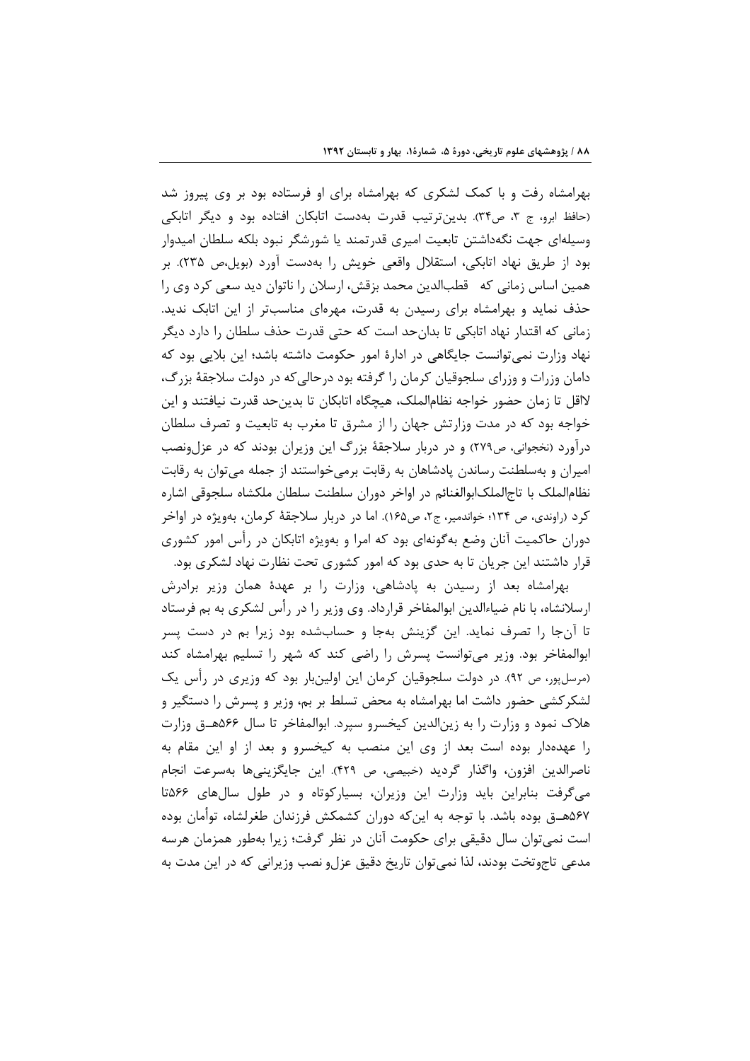بهرامشاه رفت و با کمک لشکری که بهرامشاه برای او فرستاده بود بر وی پیروز شد (حافظ ابرو، ج ۳، ص۳۴). بدین‌ترتیب قدرت به‌دست اتابکان افتاده بود و دیگر اتابکی وسیله‌ای جهت نگه‌داشتن تابعیت امیری قدرتمند یا شورشگر نبود بلکه سلطان امیدوار بود از طریق نهاد اتابکی، استقلال واقعی خویش را به‌دست آورد (بویل،ص ۲۳۵). بر همین اساس زمانی که قطب‌الدین محمد بزقش، ارسلان را ناتوان دید سعی کرد وی را حذف نماید و بهرامشاه برای رسیدن به قدرت، مهره‌ای مناسب‌تر از این اتابک ندید. زمانی که اقتدار نهاد اتابکی تا بدان‌حد است که حتی قدرت حذف سلطان را دارد دیگر نهاد وزارت نمی‌توانست جایگاهی در ادارهٔ امور حکومت داشته باشد؛ این بلایی بود که دامان وزرات و وزرای سلجوقیان کرمان را گرفته بود درحالی‌که در دولت سلاجقهٔ بزرگ، لااقل تا زمان حضور خواجه نظام‌الملک، هیچگاه اتابکان تا بدین‌حد قدرت نیافتند و این خواجه بود که در مدت وزارتش جهان را از مشرق تا مغرب به تابعیت و تصرف سلطان درآورد (نخجوانی، ص۲۷۹) و در دربار سلاجقهٔ بزرگ این وزیران بودند که در عزل‌ونصب امیران و به‌سلطنت رساندن پادشاهان به رقابت برمی‌خواستند از جمله می‌توان به رقابت نظام‌الملک با تاج‌الملک‌ابوالغنائم در اواخر دوران سلطنت سلطان ملکشاه سلجوقی اشاره کرد (راوندی، ص ۱۳۴؛ خواندمیر، ج۲، ص۱۶۵). اما در دربار سلاجقهٔ کرمان، به‌ویژه در اواخر دوران حاکمیت آنان وضع به‌گونه‌ای بود که امرا و به‌ویژه اتابکان در رأس امور کشوری قرار داشتند این جریان تا به حدی بود که امور کشوری تحت نظارت نهاد لشکری بود.

بهرامشاه بعد از رسیدن به پادشاهی، وزارت را بر عهدهٔ همان وزیر برادرش ارسلانشاه، با نام ضیاءالدین ابوالمفاخر قرارداد. وی وزیر را در رأس لشکری به بم فرستاد تا آن‌جا را تصرف نماید. این گزینش به‌جا و حساب‌شده بود زیرا بم در دست پسر ابوالمفاخر بود. وزیر می‌توانست پسرش را راضی کند که شهر را تسلیم بهرامشاه کند (مرسل‌پور، ص ۹۲). در دولت سلجوقیان کرمان این اولین‌بار بود که وزیری در رأس یک لشکرکشی حضور داشت اما بهرامشاه به محض تسلط بر بم، وزیر و پسرش را دستگیر و هلاک نمود و وزارت را به زین‌الدین کیخسرو سپرد. ابوالمفاخر تا سال ۵۶۶هــق وزارت را عهده‌دار بوده است بعد از وی این منصب به کیخسرو و بعد از او این مقام به ناصرالدین افزون، واگذار گردید (خبیصی، ص ۴۲۹). این جایگزینی‌ها به‌سرعت انجام می‌گرفت بنابراین باید وزارت این وزیران، بسیارکوتاه و در طول سال‌های ۵۶۶تا ۵۶۷هــق بوده باشد. با توجه به این‌که دوران کشمکش فرزندان طغرلشاه، توأمان بوده است نمی‌توان سال دقیقی برای حکومت آنان در نظر گرفت؛ زیرا به‌طور همزمان هرسه مدعی تاج‌وتخت بودند، لذا نمی‌توان تاریخ دقیق عزل‌و نصب وزیرانی که در این مدت به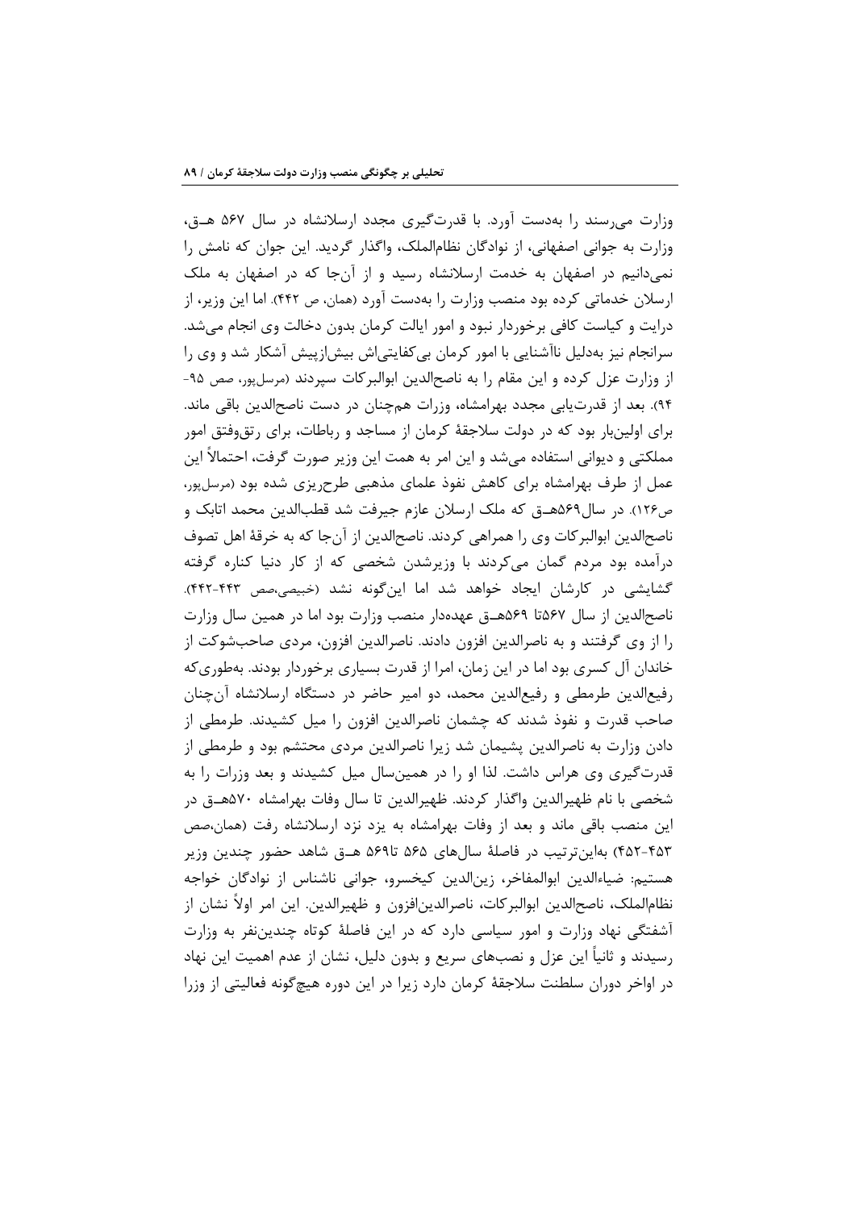وزارت می‌رسند را به‌دست آورد. با قدرت‌گیری مجدد ارسلانشاه در سال ۵۶۷ هـ‌ق، وزارت به جوانی اصفهانی، از نوادگان نظام‌الملک، واگذار گردید. این جوان که نامش را نمی‌دانیم در اصفهان به خدمت ارسلانشاه رسید و از آن‌جا که در اصفهان به ملک ارسلان خدماتی کرده بود منصب وزارت را به‌دست آورد (همان، ص ۴۴۲). اما این وزیر، از درایت و کیاست کافی برخوردار نبود و امور ایالت کرمان بدون دخالت وی انجام می‌شد. سرانجام نیز به‌دلیل ناآشنایی با امور کرمان بی‌کفایتی‌اش بیش‌ازپیش آشکار شد و وی را از وزارت عزل کرده و این مقام را به ناصح‌الدین ابوالبرکات سپردند (مرسل‌پور، صص ۹۵-۹۴). بعد از قدرت‌یابی مجدد بهرامشاه، وزرات هم‌چنان در دست ناصح‌الدین باقی ماند. برای اولین‌بار بود که در دولت سلاجقهٔ کرمان از مساجد و رباطات، برای رتق‌وفتق امور مملکتی و دیوانی استفاده می‌شد و این امر به همت این وزیر صورت گرفت، احتمالاً این عمل از طرف بهرامشاه برای کاهش نفوذ علمای مذهبی طرح‌ریزی شده بود (مرسل‌پور، ص۱۲۶). در سال۵۶۹هـ‌ق که ملک ارسلان عازم جیرفت شد قطب‌الدین محمد اتابک و ناصح‌الدین ابوالبرکات وی را همراهی کردند. ناصح‌الدین از آن‌جا که به خرقهٔ اهل تصوف درآمده بود مردم گمان می‌کردند با وزیرشدن شخصی که از کار دنیا کناره گرفته گشایشی در کارشان ایجاد خواهد شد اما این‌گونه نشد (خبیصی،صص ۴۴۳-۴۴۲). ناصح‌الدین از سال ۵۶۷تا ۵۶۹هـ‌ق عهده‌دار منصب وزارت بود اما در همین سال وزارت را از وی گرفتند و به ناصرالدین افزون دادند. ناصرالدین افزون، مردی صاحب‌شوکت از خاندان آل کسری بود اما در این زمان، امرا از قدرت بسیاری برخوردار بودند. به‌طوری‌که رفیع‌الدین طرمطی و رفیع‌الدین محمد، دو امیر حاضر در دستگاه ارسلانشاه آن‌چنان صاحب قدرت و نفوذ شدند که چشمان ناصرالدین افزون را میل کشیدند. طرمطی از دادن وزارت به ناصرالدین پشیمان شد زیرا ناصرالدین مردی محتشم بود و طرمطی از قدرت‌گیری وی هراس داشت. لذا او را در همین‌سال میل کشیدند و بعد وزرات را به شخصی با نام ظهیرالدین واگذار کردند. ظهیرالدین تا سال وفات بهرامشاه ۵۷۰هـ‌ق در این منصب باقی ماند و بعد از وفات بهرامشاه به یزد نزد ارسلانشاه رفت (همان،صص ۴۵۳-۴۵۲) به‌این‌ترتیب در فاصلهٔ سال‌های ۵۶۵ تا۵۶۹ هـ‌ق شاهد حضور چندین وزیر هستیم: ضیاءالدین ابوالمفاخر، زین‌الدین کیخسرو، جوانی ناشناس از نوادگان خواجه نظام‌الملک، ناصح‌الدین ابوالبرکات، ناصرالدین‌افزون و ظهیرالدین. این امر اولاً نشان از آشفتگی نهاد وزارت و امور سیاسی دارد که در این فاصلهٔ کوتاه چندین‌نفر به وزارت رسیدند و ثانیاً این عزل و نصب‌های سریع و بدون دلیل، نشان از عدم اهمیت این نهاد در اواخر دوران سلطنت سلاجقهٔ کرمان دارد زیرا در این دوره هیچ‌گونه فعالیتی از وزرا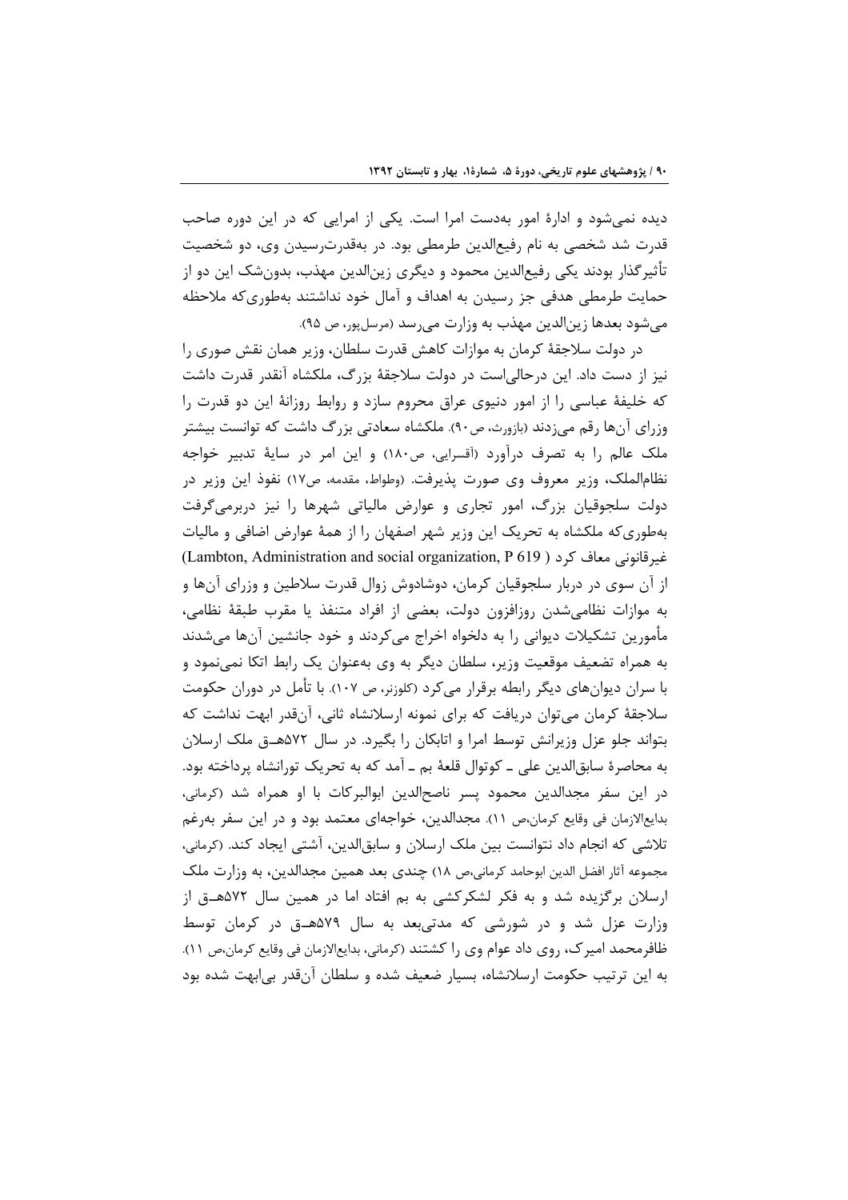دیده نمی‌شود و ادارهٔ امور به‌دست امرا است. یکی از امرایی که در این دوره صاحب قدرت شد شخصی به نام رفیع‌الدین طرمطی بود. در به‌قدرت‌رسیدن وی، دو شخصیت تأثیرگذار بودند یکی رفیع‌الدین محمود و دیگری زین‌الدین مهذب، بدون‌شک این دو از حمایت طرمطی هدفی جز رسیدن به اهداف و آمال خود نداشتند به‌طوری‌که ملاحظه می‌شود بعدها زین‌الدین مهذب به وزارت می‌رسد (مرسل‌پور، ص ۹۵).

در دولت سلاجقهٔ کرمان به موازات کاهش قدرت سلطان، وزیر همان نقش صوری را نیز از دست داد. این درحالی‌است در دولت سلاجقهٔ بزرگ، ملکشاه آنقدر قدرت داشت که خلیفهٔ عباسی را از امور دنیوی عراق محروم سازد و روابط روزانهٔ این دو قدرت را وزرای آن‌ها رقم می‌زدند (بازورث، ص۹۰). ملکشاه سعادتی بزرگ داشت که توانست بیشتر ملک عالم را به تصرف درآورد (آقسرایی، ص۱۸۰) و این امر در سایهٔ تدبیر خواجه نظام‌الملک، وزیر معروف وی صورت پذیرفت. (وطواط، مقدمه، ص۱۷) نفوذ این وزیر در دولت سلجوقیان بزرگ، امور تجاری و عوارض مالیاتی شهرها را نیز دربرمی‌گرفت به‌طوری‌که ملکشاه به تحریک این وزیر شهر اصفهان را از همهٔ عوارض اضافی و مالیات غیرقانونی معاف کرد (Lambton, Administration and social organization, P 619) از آن سوی در دربار سلجوقیان کرمان، دوشادوش زوال قدرت سلاطین و وزرای آن‌ها و به موازات نظامی‌شدن روزافزون دولت، بعضی از افراد متنفذ یا مقرب طبقهٔ نظامی، مأمورین تشکیلات دیوانی را به دلخواه اخراج می‌کردند و خود جانشین آن‌ها می‌شدند به همراه تضعیف موقعیت وزیر، سلطان دیگر به وی به‌عنوان یک رابط اتکا نمی‌نمود و با سران دیوان‌های دیگر رابطه برقرار می‌کرد (کلوزنر، ص ۱۰۷). با تأمل در دوران حکومت سلاجقهٔ کرمان می‌توان دریافت که برای نمونه ارسلانشاه ثانی، آن‌قدر ابهت نداشت که بتواند جلو عزل وزیرانش توسط امرا و اتابکان را بگیرد. در سال ۵۷۲هـ‍ـق ملک ارسلان به محاصرهٔ سابق‌الدین علی ـ کوتوال قلعهٔ بم ـ آمد که به تحریک تورانشاه پرداخته بود. در این سفر مجدالدین محمود پسر ناصح‌الدین ابوالبرکات با او همراه شد (کرمانی، بدایع‌الازمان فی وقایع کرمان،ص ۱۱). مجدالدین، خواجه‌ای معتمد بود و در این سفر به‌رغم تلاشی که انجام داد نتوانست بین ملک ارسلان و سابق‌الدین، آشتی ایجاد کند. (کرمانی، مجموعه آثار افضل الدین ابوحامد کرمانی،ص ۱۸) چندی بعد همین مجدالدین، به وزارت ملک ارسلان برگزیده شد و به فکر لشکرکشی به بم افتاد اما در همین سال ۵۷۲هـ‍ـق از وزارت عزل شد و در شورشی که مدتی‌بعد به سال ۵۷۹هـ‍ـق در کرمان توسط ظافرمحمد امیرک، روی داد عوام وی را کشتند (کرمانی، بدایع‌الازمان فی وقایع کرمان،ص ۱۱). به این ترتیب حکومت ارسلانشاه، بسیار ضعیف شده و سلطان آن‌قدر بی‌ابهت شده بود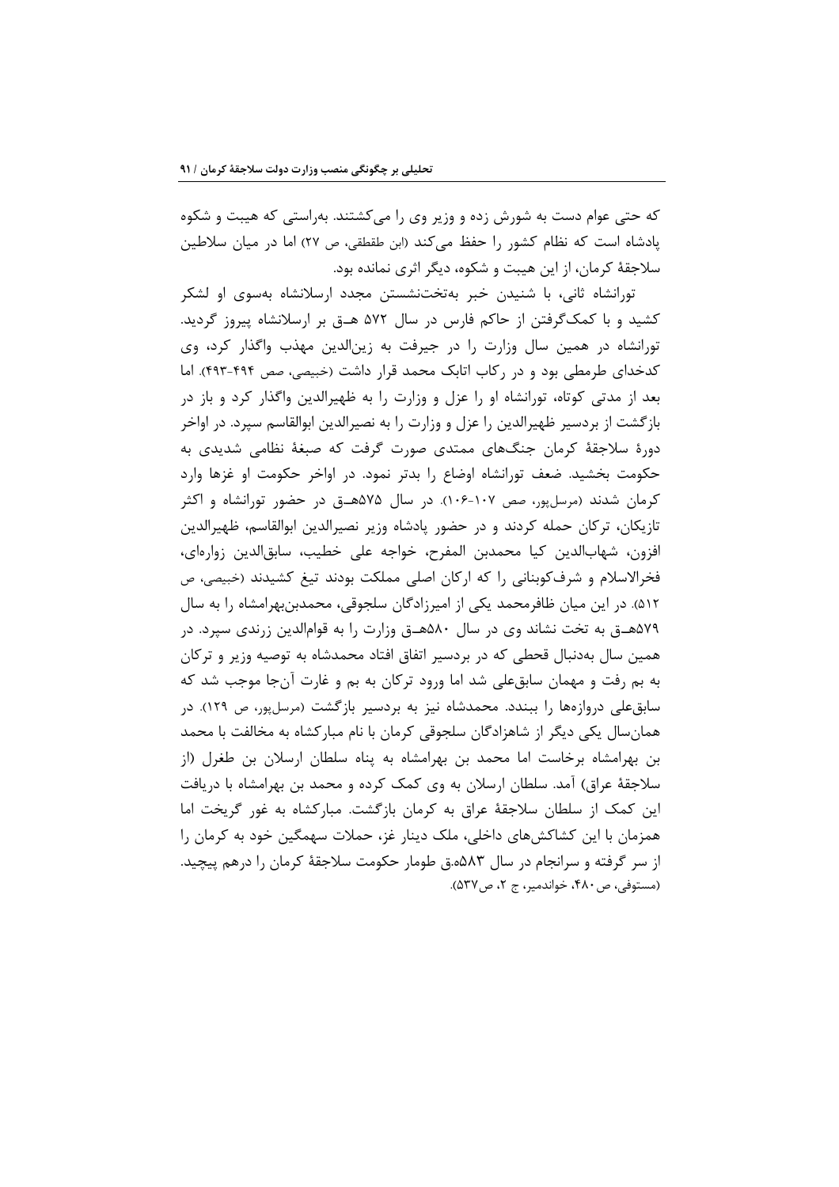که حتی عوام دست به شورش زده و وزیر وی را می‌کشتند. به‌راستی که هیبت و شکوه پادشاه است که نظام کشور را حفظ می‌کند (ابن طقطقی، ص ۲۷) اما در میان سلاطین سلاجقهٔ کرمان، از این هیبت و شکوه، دیگر اثری نمانده بود.

تورانشاه ثانی، با شنیدن خبر به‌تخت‌نشستن مجدد ارسلانشاه به‌سوی او لشکر کشید و با کمک‌گرفتن از حاکم فارس در سال ۵۷۲ هـ‍ق بر ارسلانشاه پیروز گردید. تورانشاه در همین سال وزارت را در جیرفت به زین‌الدین مهذب واگذار کرد، وی کدخدای طرمطی بود و در رکاب اتابک محمد قرار داشت (خبیصی، صص ۴۹۴-۴۹۳). اما بعد از مدتی کوتاه، تورانشاه او را عزل و وزارت را به ظهیرالدین واگذار کرد و باز در بازگشت از بردسیر ظهیرالدین را عزل و وزارت را به نصیرالدین ابوالقاسم سپرد. در اواخر دورهٔ سلاجقهٔ کرمان جنگ‌های ممتدی صورت گرفت که صبغهٔ نظامی شدیدی به حکومت بخشید. ضعف تورانشاه اوضاع را بدتر نمود. در اواخر حکومت او غزها وارد کرمان شدند (مرسل‌پور، صص ۱۰۷-۱۰۶). در سال ۵۷۵هـ‍ق در حضور تورانشاه و اکثر تازیکان، ترکان حمله کردند و در حضور پادشاه وزیر نصیرالدین ابوالقاسم، ظهیرالدین افزون، شهاب‌الدین کیا محمدبن المفرح، خواجه علی خطیب، سابق‌الدین زواره‌ای، فخرالاسلام و شرف‌کوبنانی را که ارکان اصلی مملکت بودند تیغ کشیدند (خبیصی، ص ۵۱۲). در این میان ظافرمحمد یکی از امیرزادگان سلجوقی، محمدبن‌بهرامشاه را به سال ۵۷۹هـ‍ق به تخت نشاند وی در سال ۵۸۰هـ‍ق وزارت را به قوام‌الدین زرندی سپرد. در همین سال به‌دنبال قحطی که در بردسیر اتفاق افتاد محمدشاه به توصیه وزیر و ترکان به بم رفت و مهمان سابق‌علی شد اما ورود ترکان به بم و غارت آن‌جا موجب شد که سابق‌علی دروازه‌ها را ببندد. محمدشاه نیز به بردسیر بازگشت (مرسل‌پور، ص ۱۲۹). در همان‌سال یکی دیگر از شاهزادگان سلجوقی کرمان با نام مبارکشاه به مخالفت با محمد بن بهرامشاه برخاست اما محمد بن بهرامشاه به پناه سلطان ارسلان بن طغرل (از سلاجقهٔ عراق) آمد. سلطان ارسلان به وی کمک کرده و محمد بن بهرامشاه با دریافت این کمک از سلطان سلاجقهٔ عراق به کرمان بازگشت. مبارکشاه به غور گریخت اما همزمان با این کشاکش‌های داخلی، ملک دینار غز، حملات سهمگین خود به کرمان را از سر گرفته و سرانجام در سال ۵۸۳ه.ق طومار حکومت سلاجقهٔ کرمان را درهم پیچید. (مستوفی، ص ۴۸۰، خواندمیر، ج ۲، ص۵۳۷).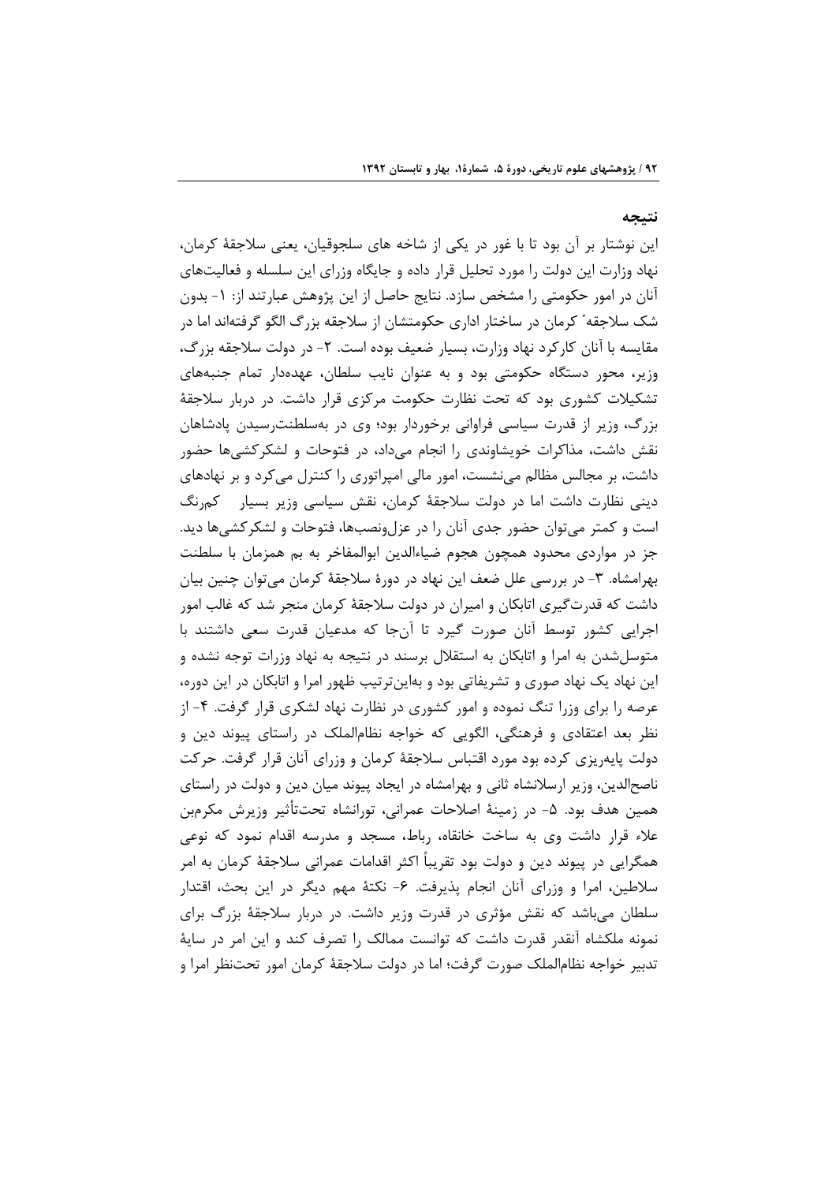## نتیجه

این نوشتار بر آن بود تا با غور در یکی از شاخه های سلجوقیان، یعنی سلاجقهٔ کرمان، نهاد وزارت این دولت را مورد تحلیل قرار داده و جایگاه وزرای این سلسله و فعالیت‌های آنان در امور حکومتی را مشخص سازد. نتایج حاصل از این پژوهش عبارتند از: ۱- بدون شک سلاجقهٔ کرمان در ساختار اداری حکومتشان از سلاجقه بزرگ الگو گرفته‌اند اما در مقایسه با آنان کارکرد نهاد وزارت، بسیار ضعیف بوده است. ۲- در دولت سلاجقه بزرگ، وزیر، محور دستگاه حکومتی بود و به عنوان نایب سلطان، عهده‌دار تمام جنبه‌های تشکیلات کشوری بود که تحت نظارت حکومت مرکزی قرار داشت. در دربار سلاجقهٔ بزرگ، وزیر از قدرت سیاسی فراوانی برخوردار بود؛ وی در به‌سلطنت‌رسیدن پادشاهان نقش داشت، مذاکرات خویشاوندی را انجام می‌داد، در فتوحات و لشکرکشی‌ها حضور داشت، بر مجالس مظالم می‌نشست، امور مالی امپراتوری را کنترل می‌کرد و بر نهادهای دینی نظارت داشت اما در دولت سلاجقهٔ کرمان، نقش سیاسی وزیر بسیار کم‌رنگ است و کمتر می‌توان حضور جدی آنان را در عزل‌ونصب‌ها، فتوحات و لشکرکشی‌ها دید. جز در مواردی محدود همچون هجوم ضیاءالدین ابوالمفاخر به بم همزمان با سلطنت بهرامشاه. ۳- در بررسی علل ضعف این نهاد در دورهٔ سلاجقهٔ کرمان می‌توان چنین بیان داشت که قدرت‌گیری اتابکان و امیران در دولت سلاجقهٔ کرمان منجر شد که غالب امور اجرایی کشور توسط آنان صورت گیرد تا آن‌جا که مدعیان قدرت سعی داشتند با متوسل‌شدن به امرا و اتابکان به استقلال برسند در نتیجه به نهاد وزرات توجه نشده و این نهاد یک نهاد صوری و تشریفاتی بود و به‌این‌ترتیب ظهور امرا و اتابکان در این دوره، عرصه را برای وزرا تنگ نموده و امور کشوری در نظارت نهاد لشکری قرار گرفت. ۴- از نظر بعد اعتقادی و فرهنگی، الگویی که خواجه نظام‌الملک در راستای پیوند دین و دولت پایه‌ریزی کرده بود مورد اقتباس سلاجقهٔ کرمان و وزرای آنان قرار گرفت. حرکت ناصح‌الدین، وزیر ارسلانشاه ثانی و بهرامشاه در ایجاد پیوند میان دین و دولت در راستای همین هدف بود. ۵- در زمینهٔ اصلاحات عمرانی، تورانشاه تحت‌تأثیر وزیرش مکرم‌بن علاء قرار داشت وی به ساخت خانقاه، رباط، مسجد و مدرسه اقدام نمود که نوعی همگرایی در پیوند دین و دولت بود تقریباً اکثر اقدامات عمرانی سلاجقهٔ کرمان به امر سلاطین، امرا و وزرای آنان انجام پذیرفت. ۶- نکتهٔ مهم دیگر در این بحث، اقتدار سلطان می‌باشد که نقش مؤثری در قدرت وزیر داشت. در دربار سلاجقهٔ بزرگ برای نمونه ملکشاه آنقدر قدرت داشت که توانست ممالک را تصرف کند و این امر در سایهٔ تدبیر خواجه نظام‌الملک صورت گرفت؛ اما در دولت سلاجقهٔ کرمان امور تحت‌نظر امرا و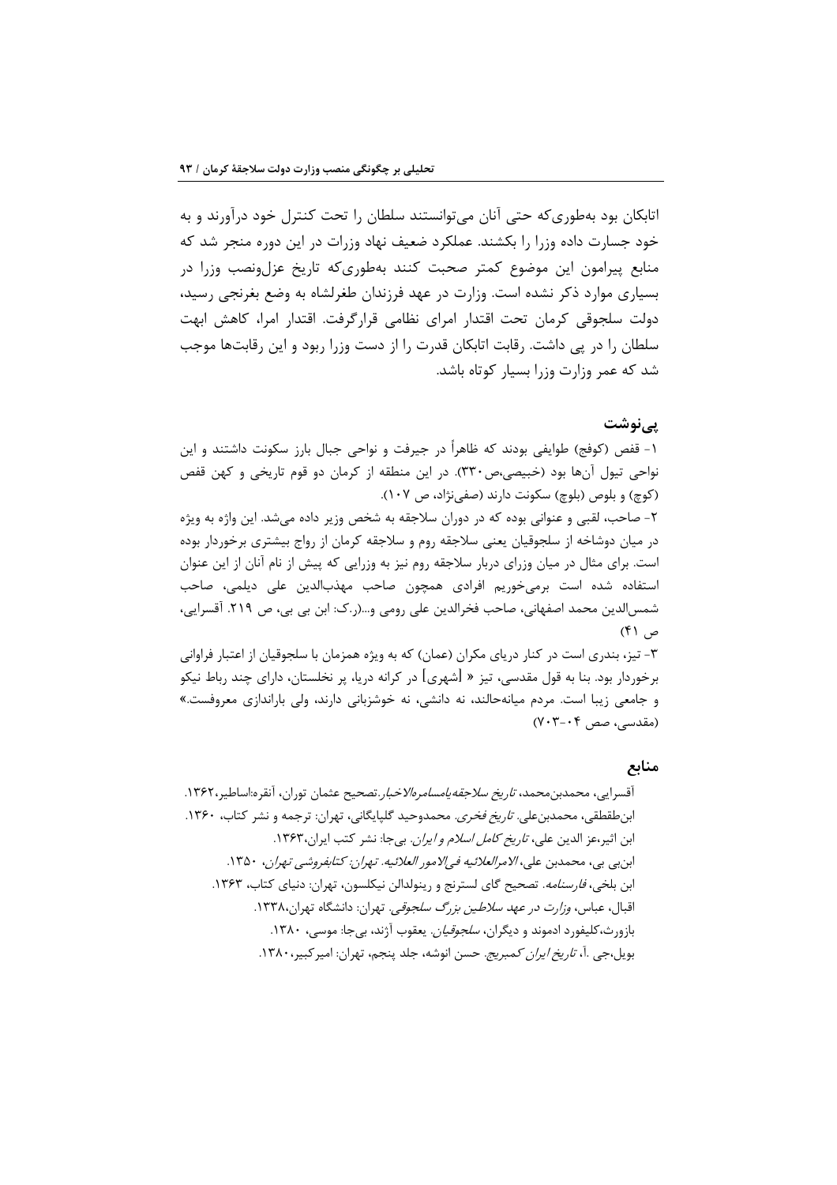اتابکان بود به‌طوری‌که حتی آنان می‌توانستند سلطان را تحت کنترل خود درآورند و به خود جسارت داده وزرا را بکشند. عملکرد ضعیف نهاد وزرات در این دوره منجر شد که منابع پیرامون این موضوع کمتر صحبت کنند به‌طوری‌که تاریخ عزل‌ونصب وزرا در بسیاری موارد ذکر نشده است. وزارت در عهد فرزندان طغرلشاه به وضع بغرنجی رسید، دولت سلجوقی کرمان تحت اقتدار امرای نظامی قرارگرفت. اقتدار امرا، کاهش ابهت سلطان را در پی داشت. رقابت اتابکان قدرت را از دست وزرا ربود و این رقابت‌ها موجب شد که عمر وزارت وزرا بسیار کوتاه باشد.

## پی‌نوشت

۱- قفص (کوفج) طوایفی بودند که ظاهراً در جیرفت و نواحی جبال بارز سکونت داشتند و این نواحی تیول آن‌ها بود (خبیصی،ص۳۳۰). در این منطقه از کرمان دو قوم تاریخی و کهن قفص (کوچ) و بلوص (بلوچ) سکونت دارند (صفی‌نژاد، ص ۱۰۷).

۲- صاحب، لقبی و عنوانی بوده که در دوران سلاجقه به شخص وزیر داده می‌شد. این واژه به ویژه در میان دوشاخه از سلجوقیان یعنی سلاجقه روم و سلاجقه کرمان از رواج بیشتری برخوردار بوده است. برای مثال در میان وزرای دربار سلاجقه روم نیز به وزرایی که پیش از نام آنان از این عنوان استفاده شده است برمی‌خوریم افرادی همچون صاحب مهذب‌الدین علی دیلمی، صاحب شمس‌الدین محمد اصفهانی، صاحب فخرالدین علی رومی و...(ر.ک: ابن بی بی، ص ۲۱۹. آقسرایی، ص ۴۱)

۳- تیز، بندری است در کنار دریای مکران (عمان) که به ویژه همزمان با سلجوقیان از اعتبار فراوانی برخوردار بود. بنا به قول مقدسی، تیز « [شهری] در کرانه دریا، پر نخلستان، دارای چند رباط نیکو و جامعی زیبا است. مردم میانه‌حالند، نه دانشی، نه خوشزبانی دارند، ولی باراندازی معروفست.» (مقدسی، صص ۴۰۴-۷۰۳)

## منابع

آقسرایی، محمدبن‌محمد، *تاریخ سلاجقه‌یامسامره‌الاخبار*.تصحیح عثمان توران، آنقره:اساطیر،۱۳۶۲.

ابن‌طقطقی، محمدبن‌علی. *تاریخ فخری*. محمدوحید گلپایگانی، تهران: ترجمه و نشر کتاب، ۱۳۶۰.

ابن اثیر،عز الدین علی، *تاریخ کامل اسلام و ایران*. بی‌جا: نشر کتب ایران،۱۳۶۳.

ابن‌بی بی، محمدبن علی، *الاامرالعلائیه فی‌الامور العلائیه. تهران: کتابفروشی تهران*، ۱۳۵۰.

ابن بلخی، *فارسنامه*. تصحیح گای لسترنج و رینولدالن نیکلسون، تهران: دنیای کتاب، ۱۳۶۳.

اقبال، عباس، *وزارت در عهد سلاطین بزرگ سلجوقی*. تهران: دانشگاه تهران،۱۳۳۸.

بازورث،کلیفورد ادموند و دیگران، *سلجوقیان*. یعقوب آژند، بی‌جا: موسی، ۱۳۸۰.

بویل،جی .آ، *تاریخ ایران کمبریج*. حسن انوشه، جلد پنجم، تهران: امیرکبیر،۱۳۸۰.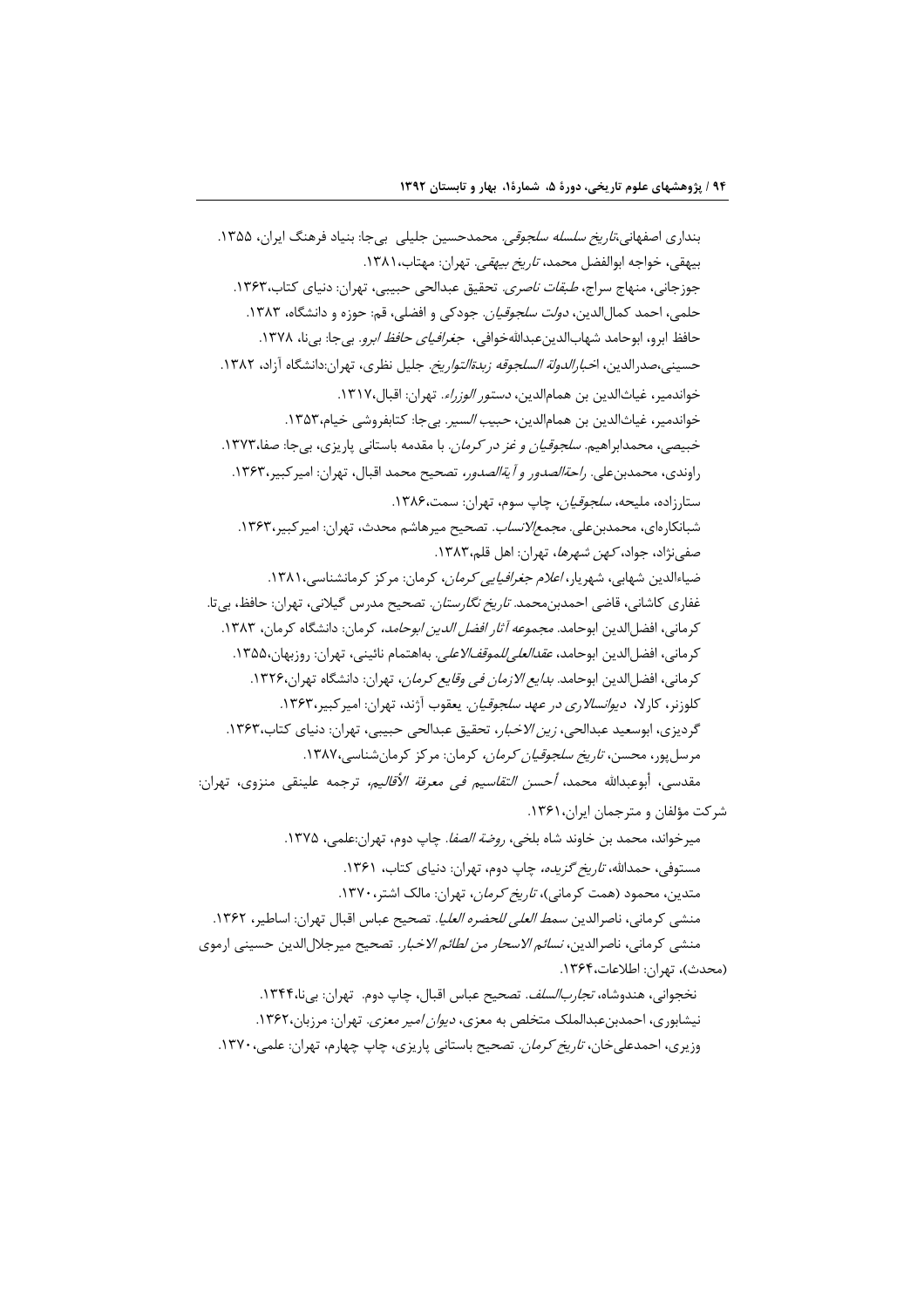بنداری اصفهانی،*تاریخ سلسله سلجوقی*. محمدحسین جلیلی بی‌جا: بنیاد فرهنگ ایران، ۱۳۵۵.

بیهقی، خواجه ابوالفضل محمد، *تاریخ بیهقی*. تهران: مهتاب،۱۳۸۱.

جوزجانی، منهاج سراج، *طبقات ناصری*. تحقیق عبدالحی حبیبی، تهران: دنیای کتاب،۱۳۶۳.

حلمی، احمد کمال‌الدین، *دولت سلجوقیان*. جودکی و افضلی، قم: حوزه و دانشگاه، ۱۳۸۳.

حافظ ابرو، ابوحامد شهاب‌الدین‌عبدالله‌خوافی، *جغرافیای حافظ ابرو*. بی‌جا: بی‌نا، ۱۳۷۸.

حسینی،صدرالدین، *اخبارالدولة السلجوقه زبدةالتواریخ*. جلیل نظری، تهران:دانشگاه آزاد، ۱۳۸۲.

خواندمیر، غیاث‌الدین بن همام‌الدین، *دستور الوزراء*. تهران: اقبال،۱۳۱۷.

خواندمیر، غیاث‌الدین بن همام‌الدین، *حبیب السیر*. بی‌جا: کتابفروشی خیام،۱۳۵۳.

خبیصی، محمدابراهیم. *سلجوقیان و غز در کرمان*. با مقدمه باستانی پاریزی، بی‌جا: صفا،۱۳۷۳.

راوندی، محمدبن‌علی. *راحةالصدور و آیةالصدور*، تصحیح محمد اقبال، تهران: امیرکبیر،۱۳۶۳.

ستارزاده، ملیحه، *سلجوقیان*، چاپ سوم، تهران: سمت،۱۳۸۶.

شبانکاره‌ای، محمدبن‌علی. *مجمع‌الانساب*. تصحیح میرهاشم محدث، تهران: امیرکبیر،۱۳۶۳.

صفی‌نژاد، جواد، *کهن شهرها*، تهران: اهل قلم،۱۳۸۳.

ضیاءالدین شهابی، شهریار، *اعلام جغرافیایی کرمان*، کرمان: مرکز کرمانشناسی،۱۳۸۱.

غفاری کاشانی، قاضی احمدبن‌محمد. *تاریخ نگارستان*. تصحیح مدرس گیلانی، تهران: حافظ، بی‌تا.

کرمانی، افضل‌الدین ابوحامد. *مجموعه آثار افضل الدین ابوحامد*، کرمان: دانشگاه کرمان، ۱۳۸۳.

کرمانی، افضل‌الدین ابوحامد، *عقدالعلی‌للموقف‌الاعلی*. بهاهتمام نائینی، تهران: روزبهان،۱۳۵۵.

کرمانی، افضل‌الدین ابوحامد. *بدایع الازمان فی وقایع کرمان*، تهران: دانشگاه تهران،۱۳۲۶.

کلوزنر، کارلا، *دیوانسالاری در عهد سلجوقیان*. یعقوب آژند، تهران: امیرکبیر،۱۳۶۳.

گردیزی، ابوسعید عبدالحی، *زین الاخبار*، تحقیق عبدالحی حبیبی، تهران: دنیای کتاب،۱۳۶۳.

مرسل‌پور، محسن، *تاریخ سلجوقیان کرمان*، کرمان: مرکز کرمان‌شناسی،۱۳۸۷.

مقدسی، أبوعبدالله محمد، *أحسن التقاسیم فی معرفة الأقالیم*، ترجمه علینقی منزوی، تهران: شرکت مؤلفان و مترجمان ایران،۱۳۶۱.

میرخواند، محمد بن خاوند شاه بلخی، *روضة الصفا*. چاپ دوم، تهران:علمی، ۱۳۷۵.

مستوفی، حمدالله، *تاریخ گزیده*، چاپ دوم، تهران: دنیای کتاب، ۱۳۶۱.

متدین، محمود (همت کرمانی)، *تاریخ کرمان*، تهران: مالک اشتر،۱۳۷۰.

منشی کرمانی، ناصرالدین *سمط العلی للحضره العلیا*. تصحیح عباس اقبال تهران: اساطیر، ۱۳۶۲.

منشی کرمانی، ناصرالدین، *نسائم الاسحار من لطائم الاخبار*. تصحیح میرجلال‌الدین حسینی ارموی (محدث)، تهران: اطلاعات،۱۳۶۴.

نخجوانی، هندوشاه، *تجارب‌السلف*. تصحیح عباس اقبال، چاپ دوم. تهران: بی‌نا،۱۳۴۴.

نیشابوری، احمدبن‌عبدالملک متخلص به معزی، *دیوان امیر معزی*. تهران: مرزبان،۱۳۶۲.

وزیری، احمدعلی‌خان، *تاریخ کرمان*. تصحیح باستانی پاریزی، چاپ چهارم، تهران: علمی،۱۳۷۰.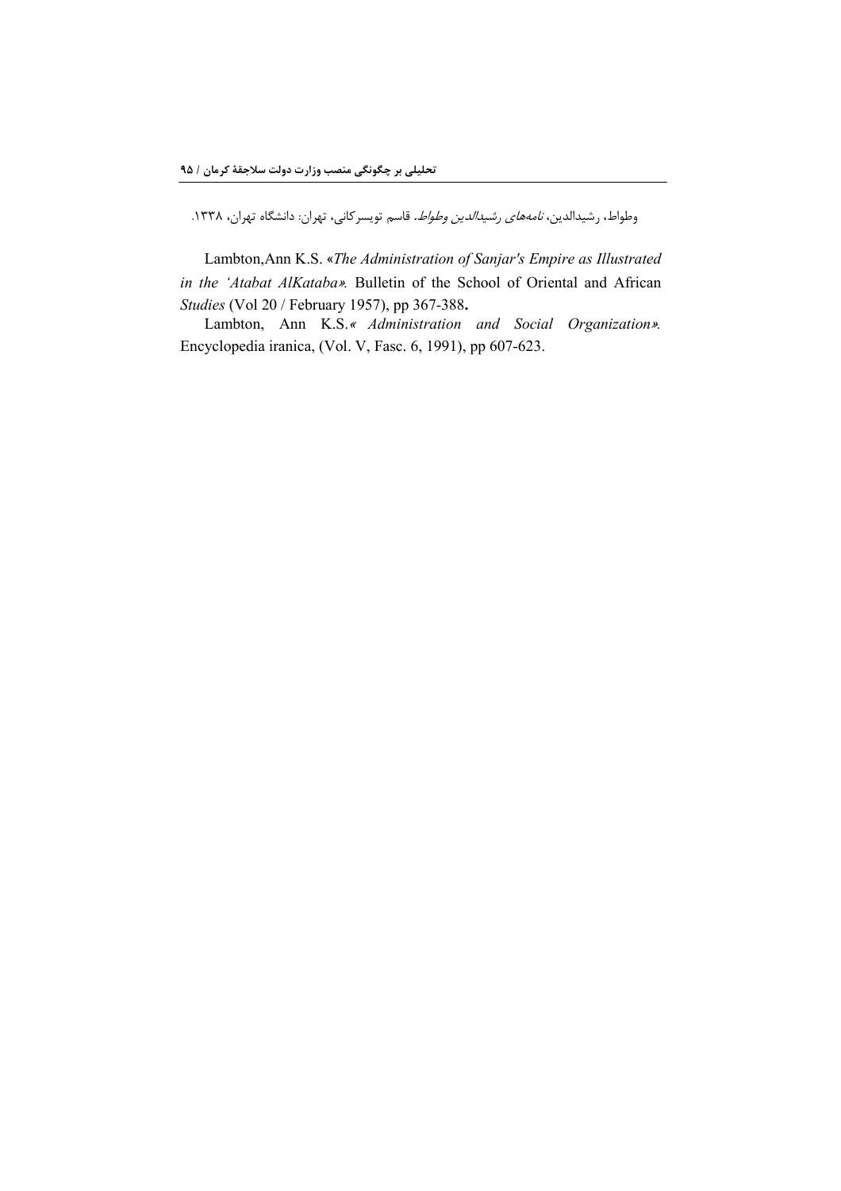وطواط، رشیدالدین، *نامه‌های رشیدالدین وطواط*. قاسم تویسرکانی، تهران: دانشگاه تهران، ۱۳۳۸.

Lambton,Ann K.S. «*The Administration of Sanjar's Empire as Illustrated in the ‘Atabat AlKataba*». Bulletin of the School of Oriental and African *Studies* (Vol 20 / February 1957), pp 367-388.

Lambton, Ann K.S.*« Administration and Social Organization»*. Encyclopedia iranica, (Vol. V, Fasc. 6, 1991), pp 607-623.